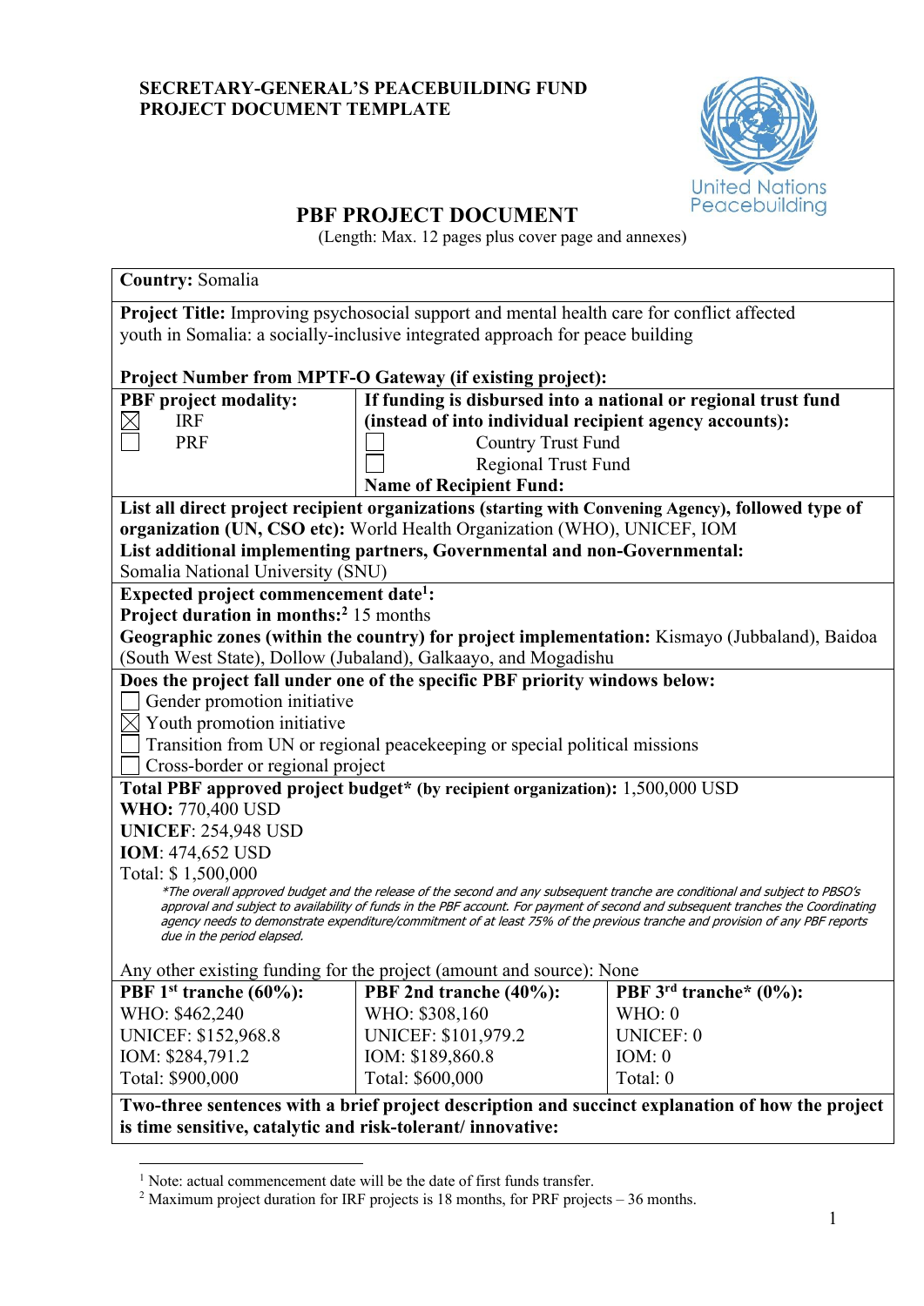**SECRETARY-GENERAL'S PEACEBUILDING FUND**
**PROJECT DOCUMENT TEMPLATE**

United Nations Peacebuilding

# PBF PROJECT DOCUMENT

(Length: Max. 12 pages plus cover page and annexes)

**Country:** Somalia

**Project Title:** Improving psychosocial support and mental health care for conflict affected youth in Somalia: a socially-inclusive integrated approach for peace building

**Project Number from MPTF-O Gateway (if existing project):**

| **PBF project modality:** | **If funding is disbursed into a national or regional trust fund (instead of into individual recipient agency accounts):** |
|---|---|
| ☒ IRF | ☐ Country Trust Fund |
| ☐ PRF | ☐ Regional Trust Fund |
| | **Name of Recipient Fund:** |

**List all direct project recipient organizations (starting with Convening Agency), followed type of organization (UN, CSO etc):** World Health Organization (WHO), UNICEF, IOM
**List additional implementing partners, Governmental and non-Governmental:**
Somalia National University (SNU)

**Expected project commencement date[1]:**
**Project duration in months:[2]** 15 months
**Geographic zones (within the country) for project implementation:** Kismayo (Jubbaland), Baidoa (South West State), Dollow (Jubaland), Galkaayo, and Mogadishu

**Does the project fall under one of the specific PBF priority windows below:**

☐ Gender promotion initiative
☒ Youth promotion initiative
☐ Transition from UN or regional peacekeeping or special political missions
☐ Cross-border or regional project

**Total PBF approved project budget* (by recipient organization):** 1,500,000 USD
**WHO:** 770,400 USD
**UNICEF**: 254,948 USD
**IOM**: 474,652 USD
Total: $ 1,500,000

*\*The overall approved budget and the release of the second and any subsequent tranche are conditional and subject to PBSO's approval and subject to availability of funds in the PBF account. For payment of second and subsequent tranches the Coordinating agency needs to demonstrate expenditure/commitment of at least 75% of the previous tranche and provision of any PBF reports due in the period elapsed.*

Any other existing funding for the project (amount and source): None

| **PBF 1st tranche (60%):** | **PBF 2nd tranche (40%):** | **PBF 3rd tranche* (0%):** |
|---|---|---|
| WHO: $462,240 | WHO: $308,160 | WHO: 0 |
| UNICEF: $152,968.8 | UNICEF: $101,979.2 | UNICEF: 0 |
| IOM: $284,791.2 | IOM: $189,860.8 | IOM: 0 |
| Total: $900,000 | Total: $600,000 | Total: 0 |

**Two-three sentences with a brief project description and succinct explanation of how the project is time sensitive, catalytic and risk-tolerant/ innovative:**

---

[1] Note: actual commencement date will be the date of first funds transfer.
[2] Maximum project duration for IRF projects is 18 months, for PRF projects – 36 months.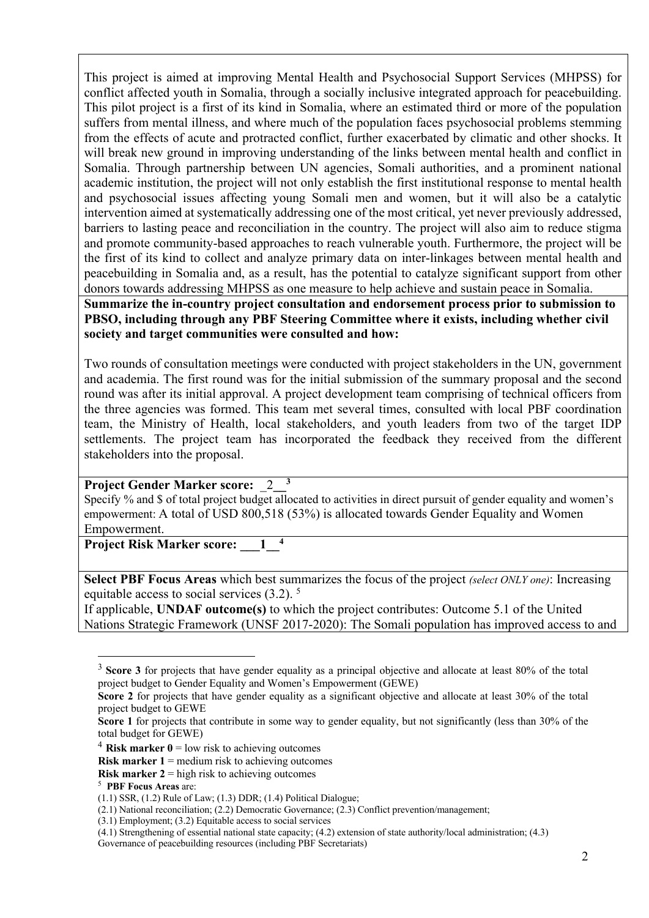This project is aimed at improving Mental Health and Psychosocial Support Services (MHPSS) for conflict affected youth in Somalia, through a socially inclusive integrated approach for peacebuilding. This pilot project is a first of its kind in Somalia, where an estimated third or more of the population suffers from mental illness, and where much of the population faces psychosocial problems stemming from the effects of acute and protracted conflict, further exacerbated by climatic and other shocks. It will break new ground in improving understanding of the links between mental health and conflict in Somalia. Through partnership between UN agencies, Somali authorities, and a prominent national academic institution, the project will not only establish the first institutional response to mental health and psychosocial issues affecting young Somali men and women, but it will also be a catalytic intervention aimed at systematically addressing one of the most critical, yet never previously addressed, barriers to lasting peace and reconciliation in the country. The project will also aim to reduce stigma and promote community-based approaches to reach vulnerable youth. Furthermore, the project will be the first of its kind to collect and analyze primary data on inter-linkages between mental health and peacebuilding in Somalia and, as a result, has the potential to catalyze significant support from other donors towards addressing MHPSS as one measure to help achieve and sustain peace in Somalia.

**Summarize the in-country project consultation and endorsement process prior to submission to PBSO, including through any PBF Steering Committee where it exists, including whether civil society and target communities were consulted and how:**

Two rounds of consultation meetings were conducted with project stakeholders in the UN, government and academia. The first round was for the initial submission of the summary proposal and the second round was after its initial approval. A project development team comprising of technical officers from the three agencies was formed. This team met several times, consulted with local PBF coordination team, the Ministry of Health, local stakeholders, and youth leaders from two of the target IDP settlements. The project team has incorporated the feedback they received from the different stakeholders into the proposal.

**Project Gender Marker score:** _2__ [3]

Specify % and $ of total project budget allocated to activities in direct pursuit of gender equality and women's empowerment: A total of USD 800,518 (53%) is allocated towards Gender Equality and Women Empowerment.

**Project Risk Marker score: ___1__** [4]

**Select PBF Focus Areas** which best summarizes the focus of the project *(select ONLY one)*: Increasing equitable access to social services (3.2). [5]

If applicable, **UNDAF outcome(s)** to which the project contributes: Outcome 5.1 of the United Nations Strategic Framework (UNSF 2017-2020): The Somali population has improved access to and

---

[3] **Score 3** for projects that have gender equality as a principal objective and allocate at least 80% of the total project budget to Gender Equality and Women's Empowerment (GEWE)

**Score 2** for projects that have gender equality as a significant objective and allocate at least 30% of the total project budget to GEWE

**Score 1** for projects that contribute in some way to gender equality, but not significantly (less than 30% of the total budget for GEWE)

[4] **Risk marker 0** = low risk to achieving outcomes

**Risk marker 1** = medium risk to achieving outcomes

**Risk marker 2** = high risk to achieving outcomes

[5] **PBF Focus Areas** are:

(1.1) SSR, (1.2) Rule of Law; (1.3) DDR; (1.4) Political Dialogue;

(2.1) National reconciliation; (2.2) Democratic Governance; (2.3) Conflict prevention/management;

(3.1) Employment; (3.2) Equitable access to social services

(4.1) Strengthening of essential national state capacity; (4.2) extension of state authority/local administration; (4.3) Governance of peacebuilding resources (including PBF Secretariats)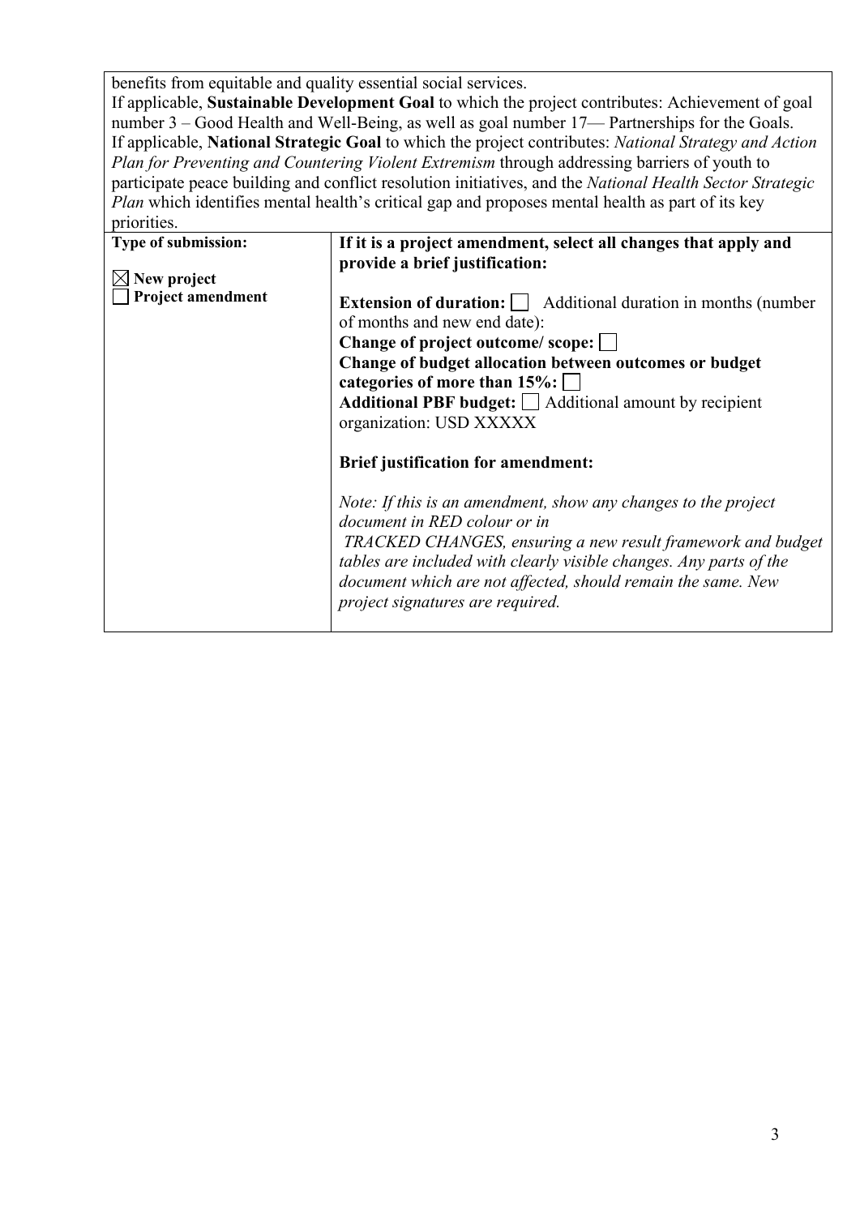benefits from equitable and quality essential social services.

If applicable, **Sustainable Development Goal** to which the project contributes: Achievement of goal number 3 – Good Health and Well-Being, as well as goal number 17— Partnerships for the Goals.

If applicable, **National Strategic Goal** to which the project contributes: *National Strategy and Action Plan for Preventing and Countering Violent Extremism* through addressing barriers of youth to participate peace building and conflict resolution initiatives, and the *National Health Sector Strategic Plan* which identifies mental health's critical gap and proposes mental health as part of its key priorities.

| **Type of submission:** | **If it is a project amendment, select all changes that apply and provide a brief justification:** |
|---|---|
| ☒ **New project**<br>☐ **Project amendment** | **Extension of duration:** ☐ Additional duration in months (number of months and new end date):<br>**Change of project outcome/ scope:** ☐<br>**Change of budget allocation between outcomes or budget categories of more than 15%:** ☐<br>**Additional PBF budget:** ☐ Additional amount by recipient organization: USD XXXXX<br><br>**Brief justification for amendment:**<br><br>*Note: If this is an amendment, show any changes to the project document in RED colour or in TRACKED CHANGES, ensuring a new result framework and budget tables are included with clearly visible changes. Any parts of the document which are not affected, should remain the same. New project signatures are required.* |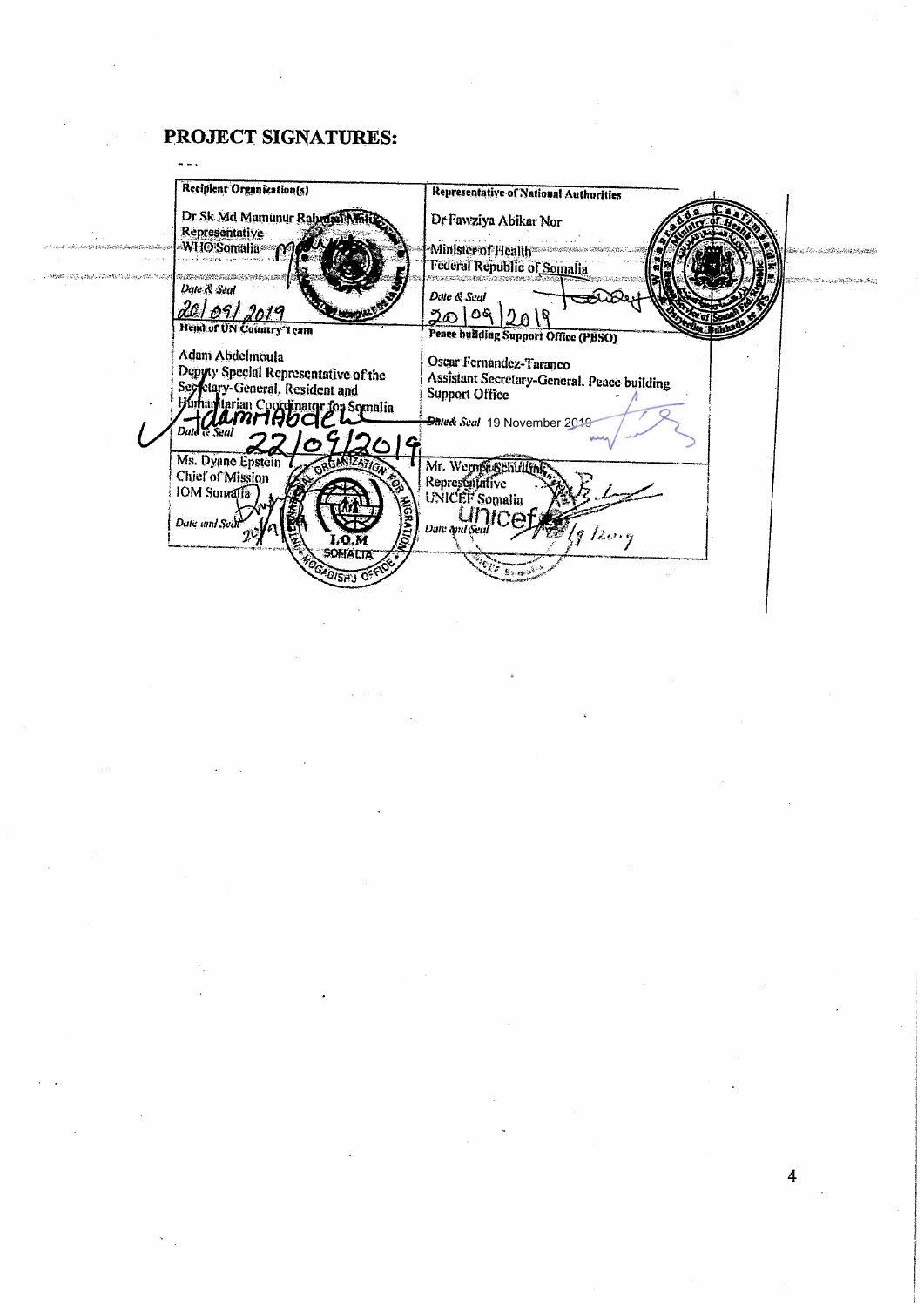## PROJECT SIGNATURES:

| Recipient Organization(s) | Representative of National Authorities |
|---|---|
| Dr Sk Md Mamunur Rahman Malik<br>Representative<br>WHO Somalia<br>*Date & Seal*<br>20/09/2019 | Dr Fawziya Abikar Nor<br>Minister of Health<br>Federal Republic of Somalia<br>*Date & Seal*<br>20/09/2019 |
| **Head of UN Country Team** | **Peace building Support Office (PBSO)** |
| Adam Abdelmoula<br>Deputy Special Representative of the Secretary-General, Resident and Humanitarian Coordinator for Somalia<br>*Date & Seal*<br>22/09/2019 | Oscar Fernandez-Taranco<br>Assistant Secretary-General, Peace building Support Office<br>*Date& Seal* 19 November 2019 |
| Ms. Dyane Epstein<br>Chief of Mission<br>IOM Somalia<br>*Date and Seal*<br>20/9 | Mr. Werner Schultink<br>Representative<br>UNICEF Somalia<br>*Date and Seal*<br>/9/2019 |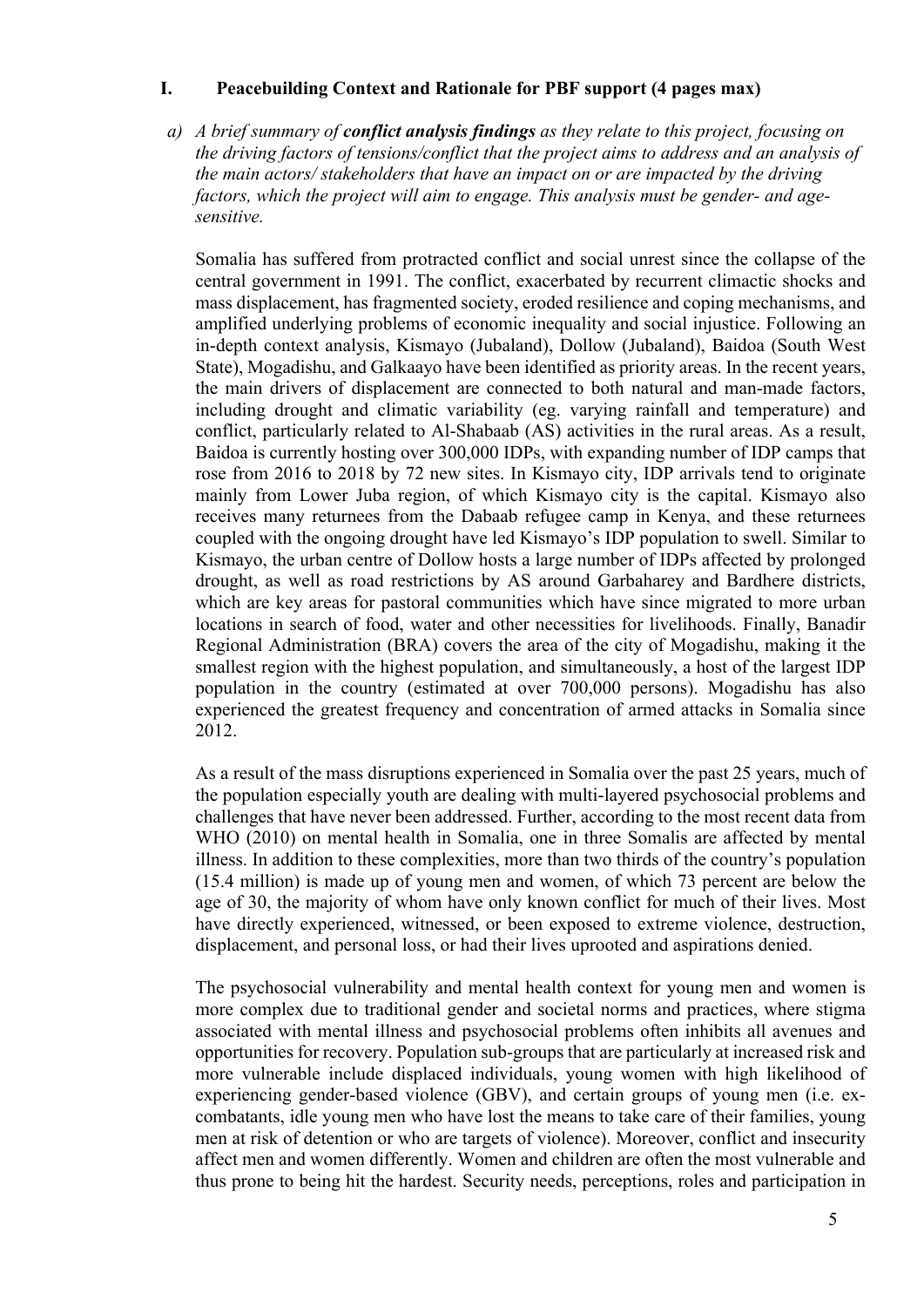## I. Peacebuilding Context and Rationale for PBF support (4 pages max)

a) *A brief summary of* ***conflict analysis findings*** *as they relate to this project, focusing on the driving factors of tensions/conflict that the project aims to address and an analysis of the main actors/ stakeholders that have an impact on or are impacted by the driving factors, which the project will aim to engage. This analysis must be gender- and age-sensitive.*

Somalia has suffered from protracted conflict and social unrest since the collapse of the central government in 1991. The conflict, exacerbated by recurrent climactic shocks and mass displacement, has fragmented society, eroded resilience and coping mechanisms, and amplified underlying problems of economic inequality and social injustice. Following an in-depth context analysis, Kismayo (Jubaland), Dollow (Jubaland), Baidoa (South West State), Mogadishu, and Galkaayo have been identified as priority areas. In the recent years, the main drivers of displacement are connected to both natural and man-made factors, including drought and climatic variability (eg. varying rainfall and temperature) and conflict, particularly related to Al-Shabaab (AS) activities in the rural areas. As a result, Baidoa is currently hosting over 300,000 IDPs, with expanding number of IDP camps that rose from 2016 to 2018 by 72 new sites. In Kismayo city, IDP arrivals tend to originate mainly from Lower Juba region, of which Kismayo city is the capital. Kismayo also receives many returnees from the Dabaab refugee camp in Kenya, and these returnees coupled with the ongoing drought have led Kismayo's IDP population to swell. Similar to Kismayo, the urban centre of Dollow hosts a large number of IDPs affected by prolonged drought, as well as road restrictions by AS around Garbaharey and Bardhere districts, which are key areas for pastoral communities which have since migrated to more urban locations in search of food, water and other necessities for livelihoods. Finally, Banadir Regional Administration (BRA) covers the area of the city of Mogadishu, making it the smallest region with the highest population, and simultaneously, a host of the largest IDP population in the country (estimated at over 700,000 persons). Mogadishu has also experienced the greatest frequency and concentration of armed attacks in Somalia since 2012.

As a result of the mass disruptions experienced in Somalia over the past 25 years, much of the population especially youth are dealing with multi-layered psychosocial problems and challenges that have never been addressed. Further, according to the most recent data from WHO (2010) on mental health in Somalia, one in three Somalis are affected by mental illness. In addition to these complexities, more than two thirds of the country's population (15.4 million) is made up of young men and women, of which 73 percent are below the age of 30, the majority of whom have only known conflict for much of their lives. Most have directly experienced, witnessed, or been exposed to extreme violence, destruction, displacement, and personal loss, or had their lives uprooted and aspirations denied.

The psychosocial vulnerability and mental health context for young men and women is more complex due to traditional gender and societal norms and practices, where stigma associated with mental illness and psychosocial problems often inhibits all avenues and opportunities for recovery. Population sub-groups that are particularly at increased risk and more vulnerable include displaced individuals, young women with high likelihood of experiencing gender-based violence (GBV), and certain groups of young men (i.e. ex-combatants, idle young men who have lost the means to take care of their families, young men at risk of detention or who are targets of violence). Moreover, conflict and insecurity affect men and women differently. Women and children are often the most vulnerable and thus prone to being hit the hardest. Security needs, perceptions, roles and participation in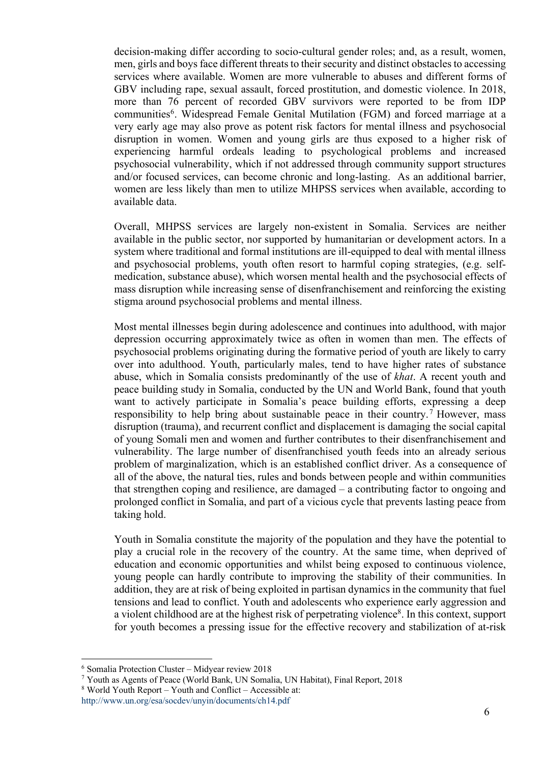decision-making differ according to socio-cultural gender roles; and, as a result, women, men, girls and boys face different threats to their security and distinct obstacles to accessing services where available. Women are more vulnerable to abuses and different forms of GBV including rape, sexual assault, forced prostitution, and domestic violence. In 2018, more than 76 percent of recorded GBV survivors were reported to be from IDP communities[6]. Widespread Female Genital Mutilation (FGM) and forced marriage at a very early age may also prove as potent risk factors for mental illness and psychosocial disruption in women. Women and young girls are thus exposed to a higher risk of experiencing harmful ordeals leading to psychological problems and increased psychosocial vulnerability, which if not addressed through community support structures and/or focused services, can become chronic and long-lasting. As an additional barrier, women are less likely than men to utilize MHPSS services when available, according to available data.

Overall, MHPSS services are largely non-existent in Somalia. Services are neither available in the public sector, nor supported by humanitarian or development actors. In a system where traditional and formal institutions are ill-equipped to deal with mental illness and psychosocial problems, youth often resort to harmful coping strategies, (e.g. self-medication, substance abuse), which worsen mental health and the psychosocial effects of mass disruption while increasing sense of disenfranchisement and reinforcing the existing stigma around psychosocial problems and mental illness.

Most mental illnesses begin during adolescence and continues into adulthood, with major depression occurring approximately twice as often in women than men. The effects of psychosocial problems originating during the formative period of youth are likely to carry over into adulthood. Youth, particularly males, tend to have higher rates of substance abuse, which in Somalia consists predominantly of the use of *khat*. A recent youth and peace building study in Somalia, conducted by the UN and World Bank, found that youth want to actively participate in Somalia's peace building efforts, expressing a deep responsibility to help bring about sustainable peace in their country.[7] However, mass disruption (trauma), and recurrent conflict and displacement is damaging the social capital of young Somali men and women and further contributes to their disenfranchisement and vulnerability. The large number of disenfranchised youth feeds into an already serious problem of marginalization, which is an established conflict driver. As a consequence of all of the above, the natural ties, rules and bonds between people and within communities that strengthen coping and resilience, are damaged – a contributing factor to ongoing and prolonged conflict in Somalia, and part of a vicious cycle that prevents lasting peace from taking hold.

Youth in Somalia constitute the majority of the population and they have the potential to play a crucial role in the recovery of the country. At the same time, when deprived of education and economic opportunities and whilst being exposed to continuous violence, young people can hardly contribute to improving the stability of their communities. In addition, they are at risk of being exploited in partisan dynamics in the community that fuel tensions and lead to conflict. Youth and adolescents who experience early aggression and a violent childhood are at the highest risk of perpetrating violence[8]. In this context, support for youth becomes a pressing issue for the effective recovery and stabilization of at-risk

---

[6] Somalia Protection Cluster – Midyear review 2018

[7] Youth as Agents of Peace (World Bank, UN Somalia, UN Habitat), Final Report, 2018

[8] World Youth Report – Youth and Conflict – Accessible at: http://www.un.org/esa/socdev/unyin/documents/ch14.pdf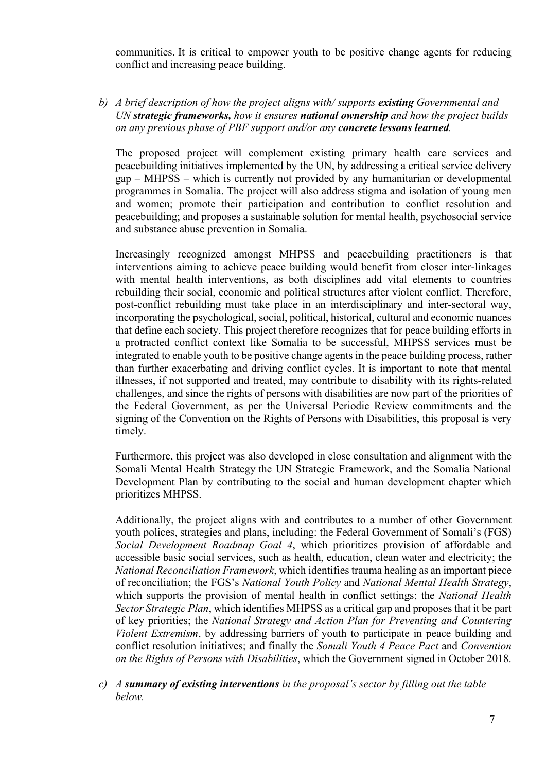communities. It is critical to empower youth to be positive change agents for reducing conflict and increasing peace building.

*b) A brief description of how the project aligns with/ supports **existing** Governmental and UN **strategic frameworks,** how it ensures **national ownership** and how the project builds on any previous phase of PBF support and/or any **concrete lessons learned**.*

The proposed project will complement existing primary health care services and peacebuilding initiatives implemented by the UN, by addressing a critical service delivery gap – MHPSS – which is currently not provided by any humanitarian or developmental programmes in Somalia. The project will also address stigma and isolation of young men and women; promote their participation and contribution to conflict resolution and peacebuilding; and proposes a sustainable solution for mental health, psychosocial service and substance abuse prevention in Somalia.

Increasingly recognized amongst MHPSS and peacebuilding practitioners is that interventions aiming to achieve peace building would benefit from closer inter-linkages with mental health interventions, as both disciplines add vital elements to countries rebuilding their social, economic and political structures after violent conflict. Therefore, post-conflict rebuilding must take place in an interdisciplinary and inter-sectoral way, incorporating the psychological, social, political, historical, cultural and economic nuances that define each society. This project therefore recognizes that for peace building efforts in a protracted conflict context like Somalia to be successful, MHPSS services must be integrated to enable youth to be positive change agents in the peace building process, rather than further exacerbating and driving conflict cycles. It is important to note that mental illnesses, if not supported and treated, may contribute to disability with its rights-related challenges, and since the rights of persons with disabilities are now part of the priorities of the Federal Government, as per the Universal Periodic Review commitments and the signing of the Convention on the Rights of Persons with Disabilities, this proposal is very timely.

Furthermore, this project was also developed in close consultation and alignment with the Somali Mental Health Strategy the UN Strategic Framework, and the Somalia National Development Plan by contributing to the social and human development chapter which prioritizes MHPSS.

Additionally, the project aligns with and contributes to a number of other Government youth polices, strategies and plans, including: the Federal Government of Somali's (FGS) *Social Development Roadmap Goal 4*, which prioritizes provision of affordable and accessible basic social services, such as health, education, clean water and electricity; the *National Reconciliation Framework*, which identifies trauma healing as an important piece of reconciliation; the FGS's *National Youth Policy* and *National Mental Health Strategy*, which supports the provision of mental health in conflict settings; the *National Health Sector Strategic Plan*, which identifies MHPSS as a critical gap and proposes that it be part of key priorities; the *National Strategy and Action Plan for Preventing and Countering Violent Extremism*, by addressing barriers of youth to participate in peace building and conflict resolution initiatives; and finally the *Somali Youth 4 Peace Pact* and *Convention on the Rights of Persons with Disabilities*, which the Government signed in October 2018.

*c) A **summary of existing interventions** in the proposal's sector by filling out the table below.*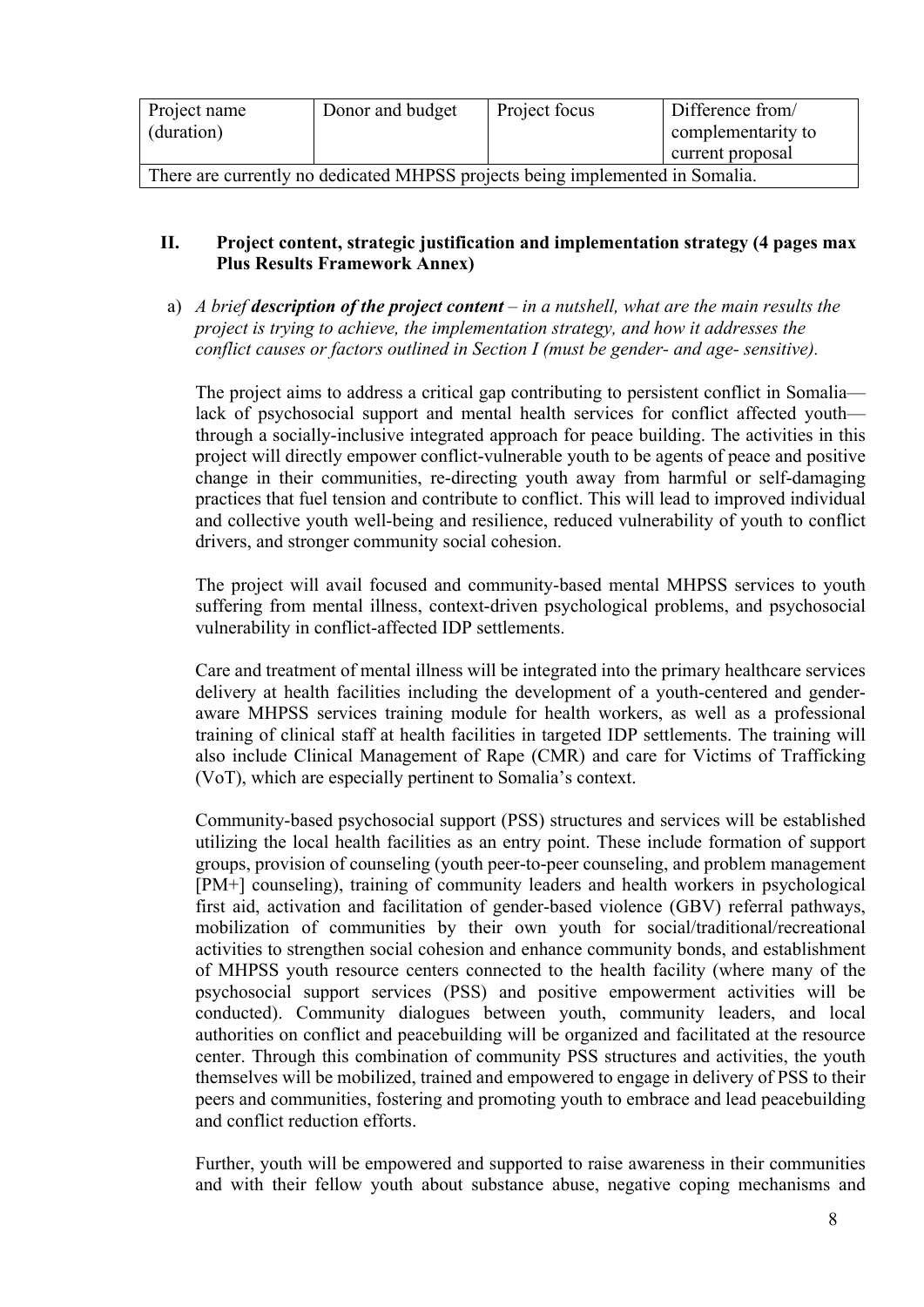| Project name (duration) | Donor and budget | Project focus | Difference from/ complementarity to current proposal |
|---|---|---|---|
| There are currently no dedicated MHPSS projects being implemented in Somalia. | | | |

## II. Project content, strategic justification and implementation strategy (4 pages max Plus Results Framework Annex)

a) *A brief **description of the project content** – in a nutshell, what are the main results the project is trying to achieve, the implementation strategy, and how it addresses the conflict causes or factors outlined in Section I (must be gender- and age- sensitive).*

The project aims to address a critical gap contributing to persistent conflict in Somalia—lack of psychosocial support and mental health services for conflict affected youth—through a socially-inclusive integrated approach for peace building. The activities in this project will directly empower conflict-vulnerable youth to be agents of peace and positive change in their communities, re-directing youth away from harmful or self-damaging practices that fuel tension and contribute to conflict. This will lead to improved individual and collective youth well-being and resilience, reduced vulnerability of youth to conflict drivers, and stronger community social cohesion.

The project will avail focused and community-based mental MHPSS services to youth suffering from mental illness, context-driven psychological problems, and psychosocial vulnerability in conflict-affected IDP settlements.

Care and treatment of mental illness will be integrated into the primary healthcare services delivery at health facilities including the development of a youth-centered and gender-aware MHPSS services training module for health workers, as well as a professional training of clinical staff at health facilities in targeted IDP settlements. The training will also include Clinical Management of Rape (CMR) and care for Victims of Trafficking (VoT), which are especially pertinent to Somalia's context.

Community-based psychosocial support (PSS) structures and services will be established utilizing the local health facilities as an entry point. These include formation of support groups, provision of counseling (youth peer-to-peer counseling, and problem management [PM+] counseling), training of community leaders and health workers in psychological first aid, activation and facilitation of gender-based violence (GBV) referral pathways, mobilization of communities by their own youth for social/traditional/recreational activities to strengthen social cohesion and enhance community bonds, and establishment of MHPSS youth resource centers connected to the health facility (where many of the psychosocial support services (PSS) and positive empowerment activities will be conducted). Community dialogues between youth, community leaders, and local authorities on conflict and peacebuilding will be organized and facilitated at the resource center. Through this combination of community PSS structures and activities, the youth themselves will be mobilized, trained and empowered to engage in delivery of PSS to their peers and communities, fostering and promoting youth to embrace and lead peacebuilding and conflict reduction efforts.

Further, youth will be empowered and supported to raise awareness in their communities and with their fellow youth about substance abuse, negative coping mechanisms and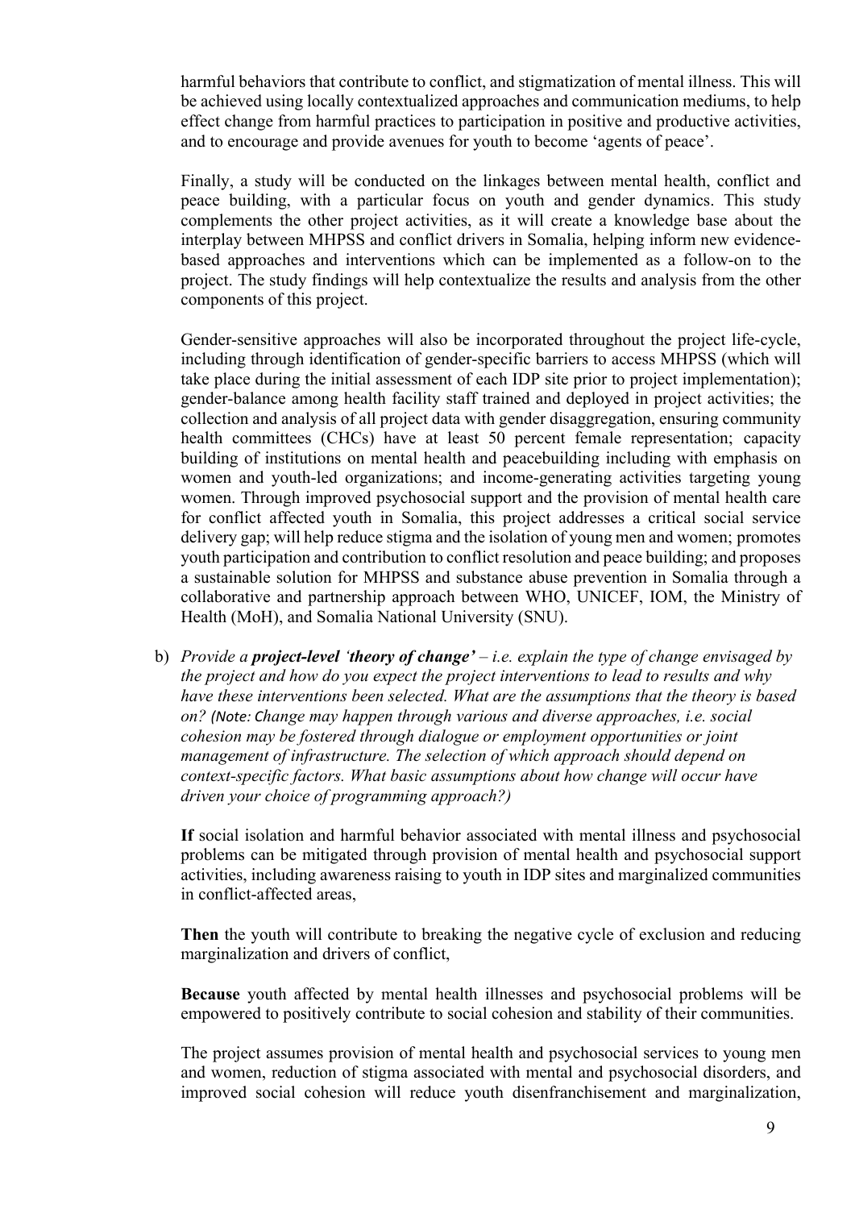harmful behaviors that contribute to conflict, and stigmatization of mental illness. This will be achieved using locally contextualized approaches and communication mediums, to help effect change from harmful practices to participation in positive and productive activities, and to encourage and provide avenues for youth to become 'agents of peace'.

Finally, a study will be conducted on the linkages between mental health, conflict and peace building, with a particular focus on youth and gender dynamics. This study complements the other project activities, as it will create a knowledge base about the interplay between MHPSS and conflict drivers in Somalia, helping inform new evidence-based approaches and interventions which can be implemented as a follow-on to the project. The study findings will help contextualize the results and analysis from the other components of this project.

Gender-sensitive approaches will also be incorporated throughout the project life-cycle, including through identification of gender-specific barriers to access MHPSS (which will take place during the initial assessment of each IDP site prior to project implementation); gender-balance among health facility staff trained and deployed in project activities; the collection and analysis of all project data with gender disaggregation, ensuring community health committees (CHCs) have at least 50 percent female representation; capacity building of institutions on mental health and peacebuilding including with emphasis on women and youth-led organizations; and income-generating activities targeting young women. Through improved psychosocial support and the provision of mental health care for conflict affected youth in Somalia, this project addresses a critical social service delivery gap; will help reduce stigma and the isolation of young men and women; promotes youth participation and contribution to conflict resolution and peace building; and proposes a sustainable solution for MHPSS and substance abuse prevention in Somalia through a collaborative and partnership approach between WHO, UNICEF, IOM, the Ministry of Health (MoH), and Somalia National University (SNU).

b) *Provide a **project-level 'theory of change'** – i.e. explain the type of change envisaged by the project and how do you expect the project interventions to lead to results and why have these interventions been selected. What are the assumptions that the theory is based on? (Note: Change may happen through various and diverse approaches, i.e. social cohesion may be fostered through dialogue or employment opportunities or joint management of infrastructure. The selection of which approach should depend on context-specific factors. What basic assumptions about how change will occur have driven your choice of programming approach?)*

**If** social isolation and harmful behavior associated with mental illness and psychosocial problems can be mitigated through provision of mental health and psychosocial support activities, including awareness raising to youth in IDP sites and marginalized communities in conflict-affected areas,

**Then** the youth will contribute to breaking the negative cycle of exclusion and reducing marginalization and drivers of conflict,

**Because** youth affected by mental health illnesses and psychosocial problems will be empowered to positively contribute to social cohesion and stability of their communities.

The project assumes provision of mental health and psychosocial services to young men and women, reduction of stigma associated with mental and psychosocial disorders, and improved social cohesion will reduce youth disenfranchisement and marginalization,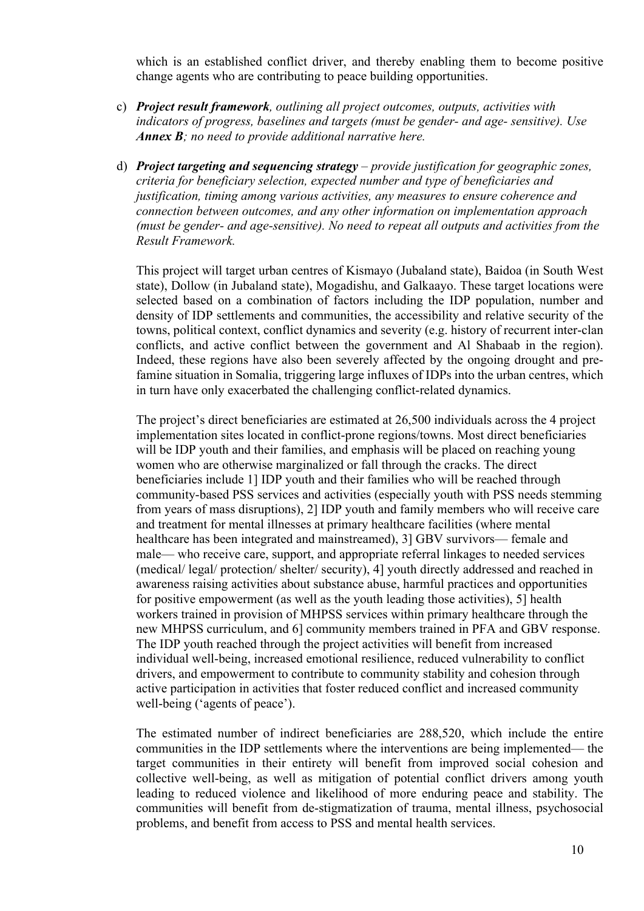which is an established conflict driver, and thereby enabling them to become positive change agents who are contributing to peace building opportunities.

c) ***Project result framework**, outlining all project outcomes, outputs, activities with indicators of progress, baselines and targets (must be gender- and age- sensitive). Use **Annex B**; no need to provide additional narrative here.*

d) ***Project targeting and sequencing strategy** – provide justification for geographic zones, criteria for beneficiary selection, expected number and type of beneficiaries and justification, timing among various activities, any measures to ensure coherence and connection between outcomes, and any other information on implementation approach (must be gender- and age-sensitive). No need to repeat all outputs and activities from the Result Framework.*

This project will target urban centres of Kismayo (Jubaland state), Baidoa (in South West state), Dollow (in Jubaland state), Mogadishu, and Galkaayo. These target locations were selected based on a combination of factors including the IDP population, number and density of IDP settlements and communities, the accessibility and relative security of the towns, political context, conflict dynamics and severity (e.g. history of recurrent inter-clan conflicts, and active conflict between the government and Al Shabaab in the region). Indeed, these regions have also been severely affected by the ongoing drought and pre-famine situation in Somalia, triggering large influxes of IDPs into the urban centres, which in turn have only exacerbated the challenging conflict-related dynamics.

The project's direct beneficiaries are estimated at 26,500 individuals across the 4 project implementation sites located in conflict-prone regions/towns. Most direct beneficiaries will be IDP youth and their families, and emphasis will be placed on reaching young women who are otherwise marginalized or fall through the cracks. The direct beneficiaries include 1] IDP youth and their families who will be reached through community-based PSS services and activities (especially youth with PSS needs stemming from years of mass disruptions), 2] IDP youth and family members who will receive care and treatment for mental illnesses at primary healthcare facilities (where mental healthcare has been integrated and mainstreamed), 3] GBV survivors— female and male— who receive care, support, and appropriate referral linkages to needed services (medical/ legal/ protection/ shelter/ security), 4] youth directly addressed and reached in awareness raising activities about substance abuse, harmful practices and opportunities for positive empowerment (as well as the youth leading those activities), 5] health workers trained in provision of MHPSS services within primary healthcare through the new MHPSS curriculum, and 6] community members trained in PFA and GBV response. The IDP youth reached through the project activities will benefit from increased individual well-being, increased emotional resilience, reduced vulnerability to conflict drivers, and empowerment to contribute to community stability and cohesion through active participation in activities that foster reduced conflict and increased community well-being ('agents of peace').

The estimated number of indirect beneficiaries are 288,520, which include the entire communities in the IDP settlements where the interventions are being implemented— the target communities in their entirety will benefit from improved social cohesion and collective well-being, as well as mitigation of potential conflict drivers among youth leading to reduced violence and likelihood of more enduring peace and stability. The communities will benefit from de-stigmatization of trauma, mental illness, psychosocial problems, and benefit from access to PSS and mental health services.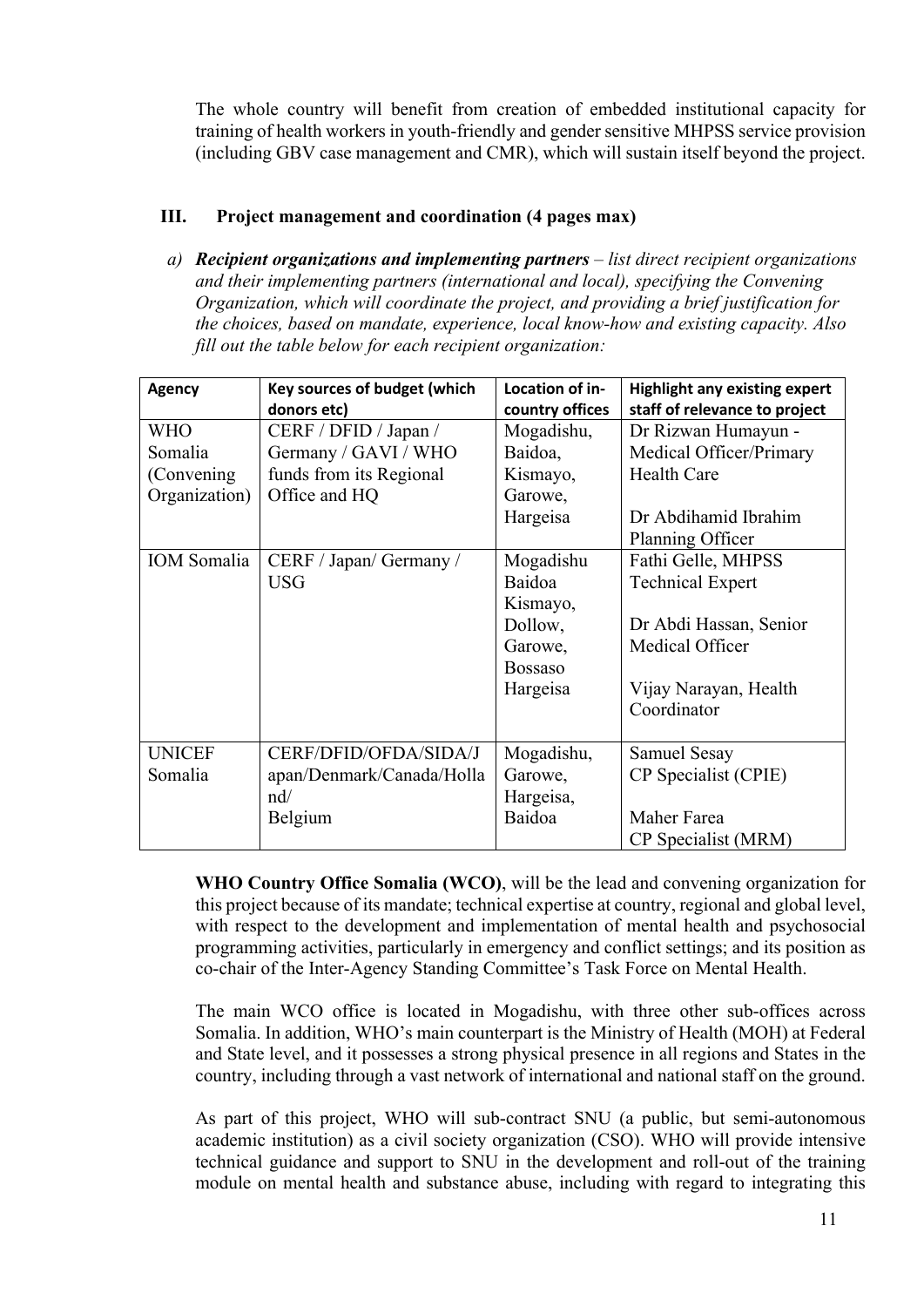The whole country will benefit from creation of embedded institutional capacity for training of health workers in youth-friendly and gender sensitive MHPSS service provision (including GBV case management and CMR), which will sustain itself beyond the project.

## III. Project management and coordination (4 pages max)

a) ***Recipient organizations and implementing partners*** *– list direct recipient organizations and their implementing partners (international and local), specifying the Convening Organization, which will coordinate the project, and providing a brief justification for the choices, based on mandate, experience, local know-how and existing capacity. Also fill out the table below for each recipient organization:*

| Agency | Key sources of budget (which donors etc) | Location of in-country offices | Highlight any existing expert staff of relevance to project |
|---|---|---|---|
| WHO Somalia (Convening Organization) | CERF / DFID / Japan / Germany / GAVI / WHO funds from its Regional Office and HQ | Mogadishu, Baidoa, Kismayo, Garowe, Hargeisa | Dr Rizwan Humayun - Medical Officer/Primary Health Care<br><br>Dr Abdihamid Ibrahim Planning Officer |
| IOM Somalia | CERF / Japan/ Germany / USG | Mogadishu Baidoa Kismayo, Dollow, Garowe, Bossaso Hargeisa | Fathi Gelle, MHPSS Technical Expert<br><br>Dr Abdi Hassan, Senior Medical Officer<br><br>Vijay Narayan, Health Coordinator |
| UNICEF Somalia | CERF/DFID/OFDA/SIDA/Japan/Denmark/Canada/Holland/ Belgium | Mogadishu, Garowe, Hargeisa, Baidoa | Samuel Sesay CP Specialist (CPIE)<br><br>Maher Farea CP Specialist (MRM) |

**WHO Country Office Somalia (WCO)**, will be the lead and convening organization for this project because of its mandate; technical expertise at country, regional and global level, with respect to the development and implementation of mental health and psychosocial programming activities, particularly in emergency and conflict settings; and its position as co-chair of the Inter-Agency Standing Committee's Task Force on Mental Health.

The main WCO office is located in Mogadishu, with three other sub-offices across Somalia. In addition, WHO's main counterpart is the Ministry of Health (MOH) at Federal and State level, and it possesses a strong physical presence in all regions and States in the country, including through a vast network of international and national staff on the ground.

As part of this project, WHO will sub-contract SNU (a public, but semi-autonomous academic institution) as a civil society organization (CSO). WHO will provide intensive technical guidance and support to SNU in the development and roll-out of the training module on mental health and substance abuse, including with regard to integrating this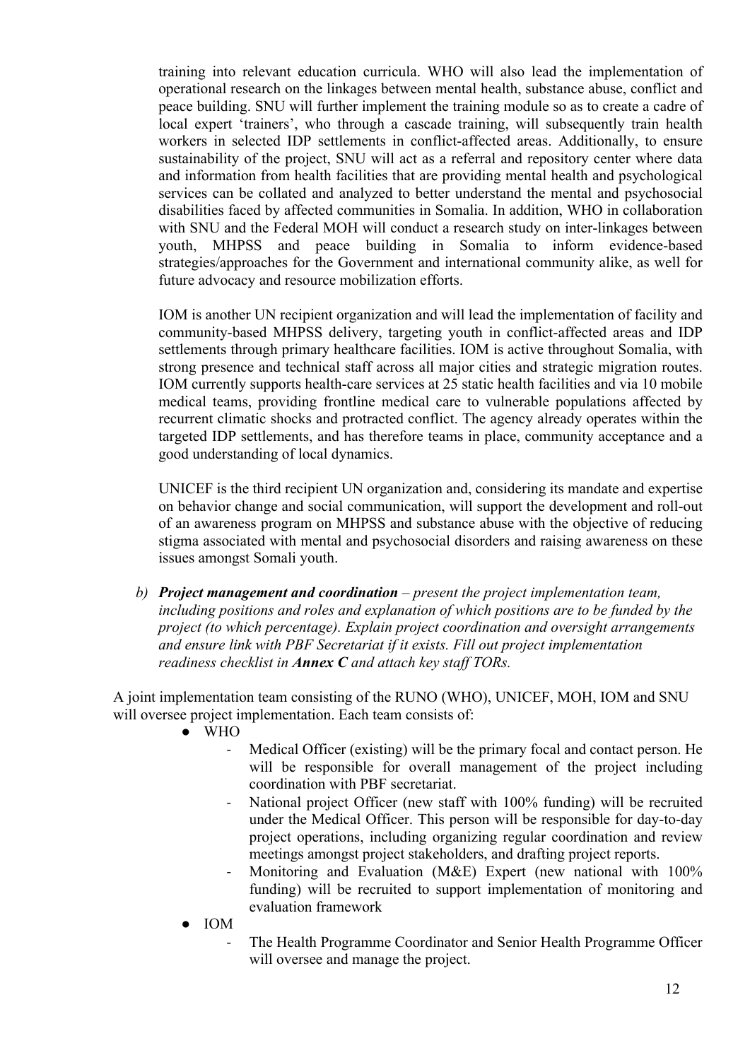training into relevant education curricula. WHO will also lead the implementation of operational research on the linkages between mental health, substance abuse, conflict and peace building. SNU will further implement the training module so as to create a cadre of local expert 'trainers', who through a cascade training, will subsequently train health workers in selected IDP settlements in conflict-affected areas. Additionally, to ensure sustainability of the project, SNU will act as a referral and repository center where data and information from health facilities that are providing mental health and psychological services can be collated and analyzed to better understand the mental and psychosocial disabilities faced by affected communities in Somalia. In addition, WHO in collaboration with SNU and the Federal MOH will conduct a research study on inter-linkages between youth, MHPSS and peace building in Somalia to inform evidence-based strategies/approaches for the Government and international community alike, as well for future advocacy and resource mobilization efforts.

IOM is another UN recipient organization and will lead the implementation of facility and community-based MHPSS delivery, targeting youth in conflict-affected areas and IDP settlements through primary healthcare facilities. IOM is active throughout Somalia, with strong presence and technical staff across all major cities and strategic migration routes. IOM currently supports health-care services at 25 static health facilities and via 10 mobile medical teams, providing frontline medical care to vulnerable populations affected by recurrent climatic shocks and protracted conflict. The agency already operates within the targeted IDP settlements, and has therefore teams in place, community acceptance and a good understanding of local dynamics.

UNICEF is the third recipient UN organization and, considering its mandate and expertise on behavior change and social communication, will support the development and roll-out of an awareness program on MHPSS and substance abuse with the objective of reducing stigma associated with mental and psychosocial disorders and raising awareness on these issues amongst Somali youth.

b) ***Project management and coordination*** – *present the project implementation team, including positions and roles and explanation of which positions are to be funded by the project (to which percentage). Explain project coordination and oversight arrangements and ensure link with PBF Secretariat if it exists. Fill out project implementation readiness checklist in **Annex C** and attach key staff TORs.*

A joint implementation team consisting of the RUNO (WHO), UNICEF, MOH, IOM and SNU will oversee project implementation. Each team consists of:

- WHO
  - Medical Officer (existing) will be the primary focal and contact person. He will be responsible for overall management of the project including coordination with PBF secretariat.
  - National project Officer (new staff with 100% funding) will be recruited under the Medical Officer. This person will be responsible for day-to-day project operations, including organizing regular coordination and review meetings amongst project stakeholders, and drafting project reports.
  - Monitoring and Evaluation (M&E) Expert (new national with 100% funding) will be recruited to support implementation of monitoring and evaluation framework
- IOM
  - The Health Programme Coordinator and Senior Health Programme Officer will oversee and manage the project.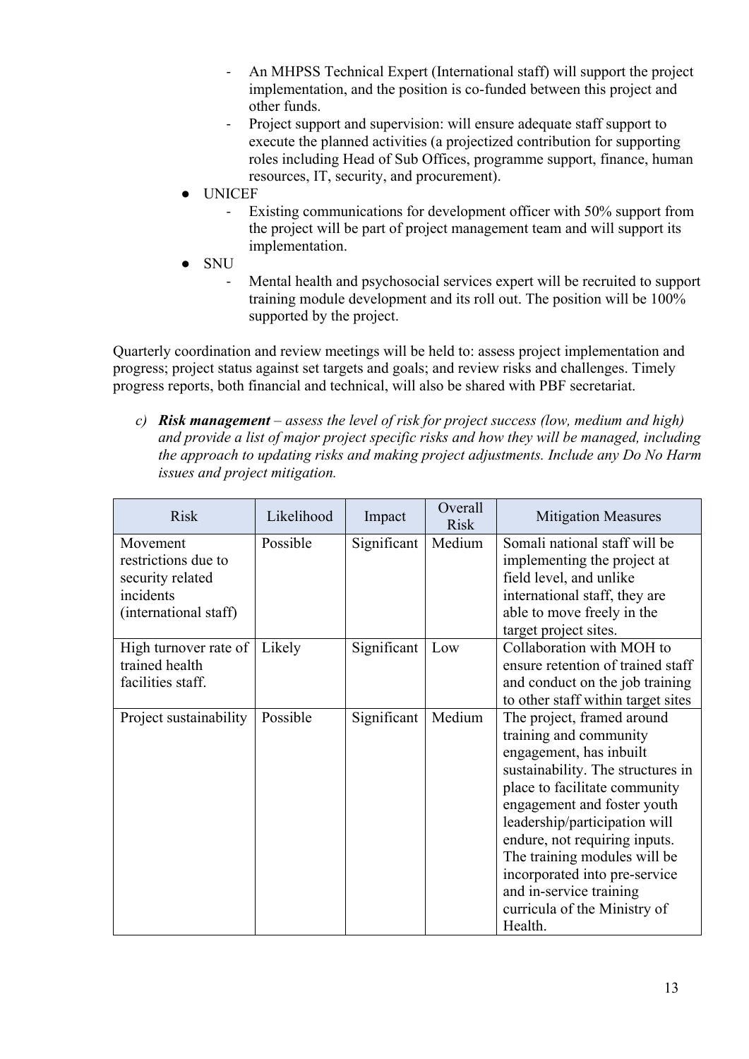- An MHPSS Technical Expert (International staff) will support the project implementation, and the position is co-funded between this project and other funds.
- Project support and supervision: will ensure adequate staff support to execute the planned activities (a projectized contribution for supporting roles including Head of Sub Offices, programme support, finance, human resources, IT, security, and procurement).

- UNICEF
    - Existing communications for development officer with 50% support from the project will be part of project management team and will support its implementation.
- SNU
    - Mental health and psychosocial services expert will be recruited to support training module development and its roll out. The position will be 100% supported by the project.

Quarterly coordination and review meetings will be held to: assess project implementation and progress; project status against set targets and goals; and review risks and challenges. Timely progress reports, both financial and technical, will also be shared with PBF secretariat.

c) ***Risk management*** *– assess the level of risk for project success (low, medium and high) and provide a list of major project specific risks and how they will be managed, including the approach to updating risks and making project adjustments. Include any Do No Harm issues and project mitigation.*

| Risk | Likelihood | Impact | Overall Risk | Mitigation Measures |
|---|---|---|---|---|
| Movement restrictions due to security related incidents (international staff) | Possible | Significant | Medium | Somali national staff will be implementing the project at field level, and unlike international staff, they are able to move freely in the target project sites. |
| High turnover rate of trained health facilities staff. | Likely | Significant | Low | Collaboration with MOH to ensure retention of trained staff and conduct on the job training to other staff within target sites |
| Project sustainability | Possible | Significant | Medium | The project, framed around training and community engagement, has inbuilt sustainability. The structures in place to facilitate community engagement and foster youth leadership/participation will endure, not requiring inputs. The training modules will be incorporated into pre-service and in-service training curricula of the Ministry of Health. |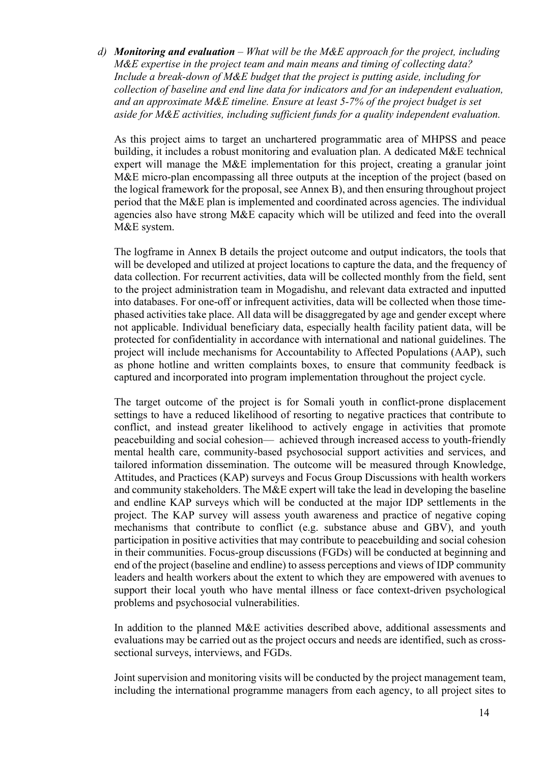d) ***Monitoring and evaluation*** – *What will be the M&E approach for the project, including M&E expertise in the project team and main means and timing of collecting data? Include a break-down of M&E budget that the project is putting aside, including for collection of baseline and end line data for indicators and for an independent evaluation, and an approximate M&E timeline. Ensure at least 5-7% of the project budget is set aside for M&E activities, including sufficient funds for a quality independent evaluation.*

As this project aims to target an unchartered programmatic area of MHPSS and peace building, it includes a robust monitoring and evaluation plan. A dedicated M&E technical expert will manage the M&E implementation for this project, creating a granular joint M&E micro-plan encompassing all three outputs at the inception of the project (based on the logical framework for the proposal, see Annex B), and then ensuring throughout project period that the M&E plan is implemented and coordinated across agencies. The individual agencies also have strong M&E capacity which will be utilized and feed into the overall M&E system.

The logframe in Annex B details the project outcome and output indicators, the tools that will be developed and utilized at project locations to capture the data, and the frequency of data collection. For recurrent activities, data will be collected monthly from the field, sent to the project administration team in Mogadishu, and relevant data extracted and inputted into databases. For one-off or infrequent activities, data will be collected when those time-phased activities take place. All data will be disaggregated by age and gender except where not applicable. Individual beneficiary data, especially health facility patient data, will be protected for confidentiality in accordance with international and national guidelines. The project will include mechanisms for Accountability to Affected Populations (AAP), such as phone hotline and written complaints boxes, to ensure that community feedback is captured and incorporated into program implementation throughout the project cycle.

The target outcome of the project is for Somali youth in conflict-prone displacement settings to have a reduced likelihood of resorting to negative practices that contribute to conflict, and instead greater likelihood to actively engage in activities that promote peacebuilding and social cohesion— achieved through increased access to youth-friendly mental health care, community-based psychosocial support activities and services, and tailored information dissemination. The outcome will be measured through Knowledge, Attitudes, and Practices (KAP) surveys and Focus Group Discussions with health workers and community stakeholders. The M&E expert will take the lead in developing the baseline and endline KAP surveys which will be conducted at the major IDP settlements in the project. The KAP survey will assess youth awareness and practice of negative coping mechanisms that contribute to conflict (e.g. substance abuse and GBV), and youth participation in positive activities that may contribute to peacebuilding and social cohesion in their communities. Focus-group discussions (FGDs) will be conducted at beginning and end of the project (baseline and endline) to assess perceptions and views of IDP community leaders and health workers about the extent to which they are empowered with avenues to support their local youth who have mental illness or face context-driven psychological problems and psychosocial vulnerabilities.

In addition to the planned M&E activities described above, additional assessments and evaluations may be carried out as the project occurs and needs are identified, such as cross-sectional surveys, interviews, and FGDs.

Joint supervision and monitoring visits will be conducted by the project management team, including the international programme managers from each agency, to all project sites to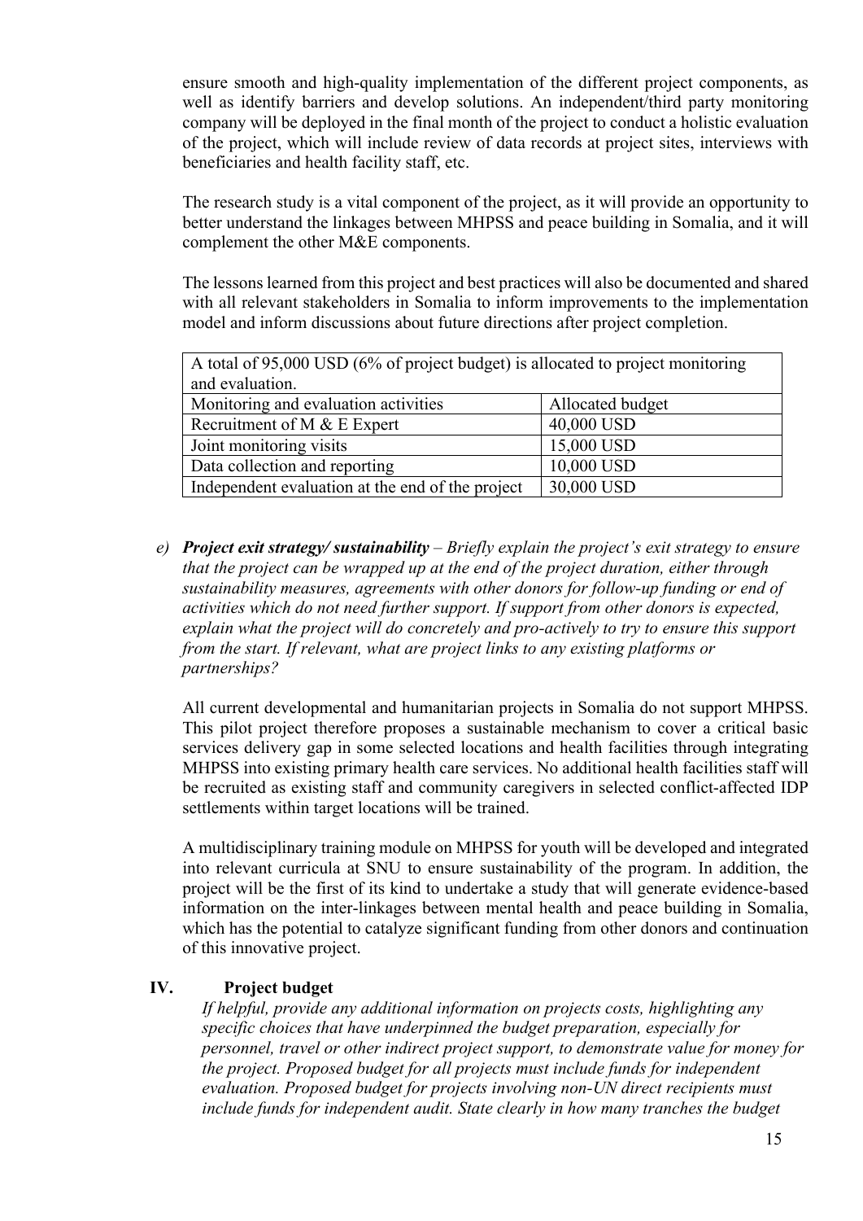ensure smooth and high-quality implementation of the different project components, as well as identify barriers and develop solutions. An independent/third party monitoring company will be deployed in the final month of the project to conduct a holistic evaluation of the project, which will include review of data records at project sites, interviews with beneficiaries and health facility staff, etc.

The research study is a vital component of the project, as it will provide an opportunity to better understand the linkages between MHPSS and peace building in Somalia, and it will complement the other M&E components.

The lessons learned from this project and best practices will also be documented and shared with all relevant stakeholders in Somalia to inform improvements to the implementation model and inform discussions about future directions after project completion.

| A total of 95,000 USD (6% of project budget) is allocated to project monitoring and evaluation. | |
|---|---|
| Monitoring and evaluation activities | Allocated budget |
| Recruitment of M & E Expert | 40,000 USD |
| Joint monitoring visits | 15,000 USD |
| Data collection and reporting | 10,000 USD |
| Independent evaluation at the end of the project | 30,000 USD |

e) ***Project exit strategy/ sustainability*** – *Briefly explain the project's exit strategy to ensure that the project can be wrapped up at the end of the project duration, either through sustainability measures, agreements with other donors for follow-up funding or end of activities which do not need further support. If support from other donors is expected, explain what the project will do concretely and pro-actively to try to ensure this support from the start. If relevant, what are project links to any existing platforms or partnerships?*

All current developmental and humanitarian projects in Somalia do not support MHPSS. This pilot project therefore proposes a sustainable mechanism to cover a critical basic services delivery gap in some selected locations and health facilities through integrating MHPSS into existing primary health care services. No additional health facilities staff will be recruited as existing staff and community caregivers in selected conflict-affected IDP settlements within target locations will be trained.

A multidisciplinary training module on MHPSS for youth will be developed and integrated into relevant curricula at SNU to ensure sustainability of the program. In addition, the project will be the first of its kind to undertake a study that will generate evidence-based information on the inter-linkages between mental health and peace building in Somalia, which has the potential to catalyze significant funding from other donors and continuation of this innovative project.

## IV. Project budget

*If helpful, provide any additional information on projects costs, highlighting any specific choices that have underpinned the budget preparation, especially for personnel, travel or other indirect project support, to demonstrate value for money for the project. Proposed budget for all projects must include funds for independent evaluation. Proposed budget for projects involving non-UN direct recipients must include funds for independent audit. State clearly in how many tranches the budget*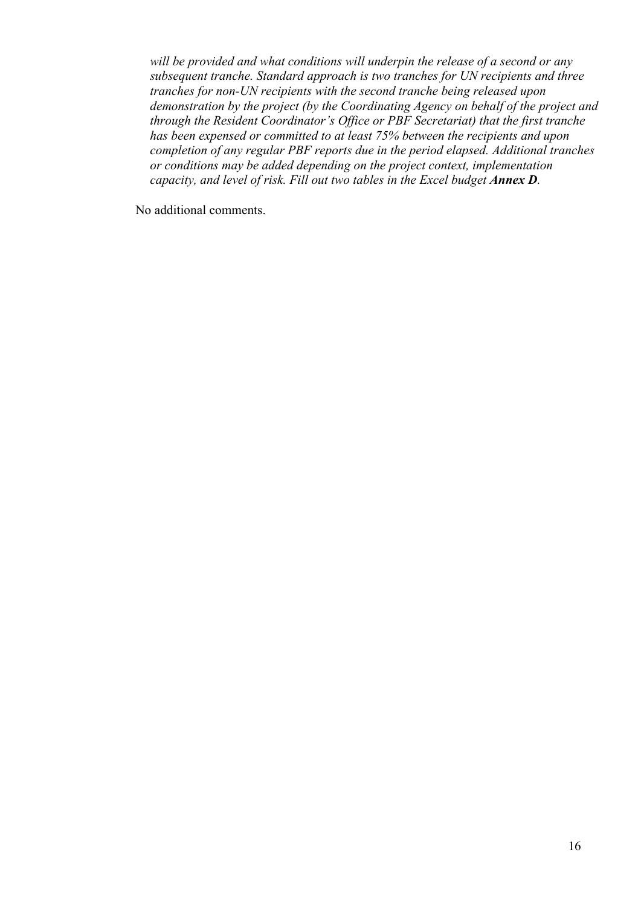*will be provided and what conditions will underpin the release of a second or any subsequent tranche. Standard approach is two tranches for UN recipients and three tranches for non-UN recipients with the second tranche being released upon demonstration by the project (by the Coordinating Agency on behalf of the project and through the Resident Coordinator's Office or PBF Secretariat) that the first tranche has been expensed or committed to at least 75% between the recipients and upon completion of any regular PBF reports due in the period elapsed. Additional tranches or conditions may be added depending on the project context, implementation capacity, and level of risk. Fill out two tables in the Excel budget* ***Annex D****.*

No additional comments.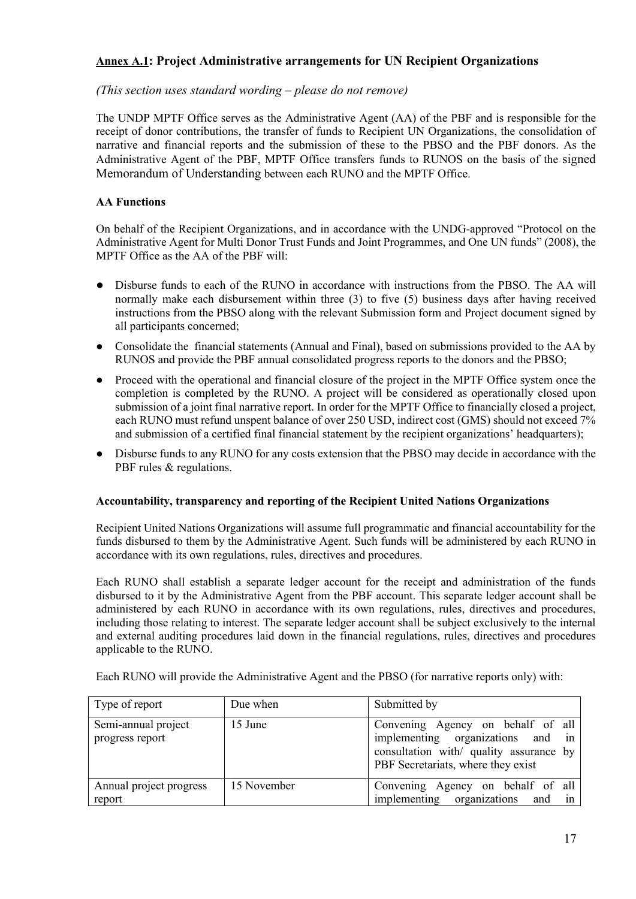## <u>Annex A.1</u>: Project Administrative arrangements for UN Recipient Organizations

*(This section uses standard wording – please do not remove)*

The UNDP MPTF Office serves as the Administrative Agent (AA) of the PBF and is responsible for the receipt of donor contributions, the transfer of funds to Recipient UN Organizations, the consolidation of narrative and financial reports and the submission of these to the PBSO and the PBF donors. As the Administrative Agent of the PBF, MPTF Office transfers funds to RUNOS on the basis of the signed Memorandum of Understanding between each RUNO and the MPTF Office.

**AA Functions**

On behalf of the Recipient Organizations, and in accordance with the UNDG-approved "Protocol on the Administrative Agent for Multi Donor Trust Funds and Joint Programmes, and One UN funds" (2008), the MPTF Office as the AA of the PBF will:

- Disburse funds to each of the RUNO in accordance with instructions from the PBSO. The AA will normally make each disbursement within three (3) to five (5) business days after having received instructions from the PBSO along with the relevant Submission form and Project document signed by all participants concerned;
- Consolidate the financial statements (Annual and Final), based on submissions provided to the AA by RUNOS and provide the PBF annual consolidated progress reports to the donors and the PBSO;
- Proceed with the operational and financial closure of the project in the MPTF Office system once the completion is completed by the RUNO. A project will be considered as operationally closed upon submission of a joint final narrative report. In order for the MPTF Office to financially closed a project, each RUNO must refund unspent balance of over 250 USD, indirect cost (GMS) should not exceed 7% and submission of a certified final financial statement by the recipient organizations' headquarters);
- Disburse funds to any RUNO for any costs extension that the PBSO may decide in accordance with the PBF rules & regulations.

**Accountability, transparency and reporting of the Recipient United Nations Organizations**

Recipient United Nations Organizations will assume full programmatic and financial accountability for the funds disbursed to them by the Administrative Agent. Such funds will be administered by each RUNO in accordance with its own regulations, rules, directives and procedures.

Each RUNO shall establish a separate ledger account for the receipt and administration of the funds disbursed to it by the Administrative Agent from the PBF account. This separate ledger account shall be administered by each RUNO in accordance with its own regulations, rules, directives and procedures, including those relating to interest. The separate ledger account shall be subject exclusively to the internal and external auditing procedures laid down in the financial regulations, rules, directives and procedures applicable to the RUNO.

Each RUNO will provide the Administrative Agent and the PBSO (for narrative reports only) with:

| Type of report | Due when | Submitted by |
|---|---|---|
| Semi-annual project progress report | 15 June | Convening Agency on behalf of all implementing organizations and in consultation with/ quality assurance by PBF Secretariats, where they exist |
| Annual project progress report | 15 November | Convening Agency on behalf of all implementing organizations and in |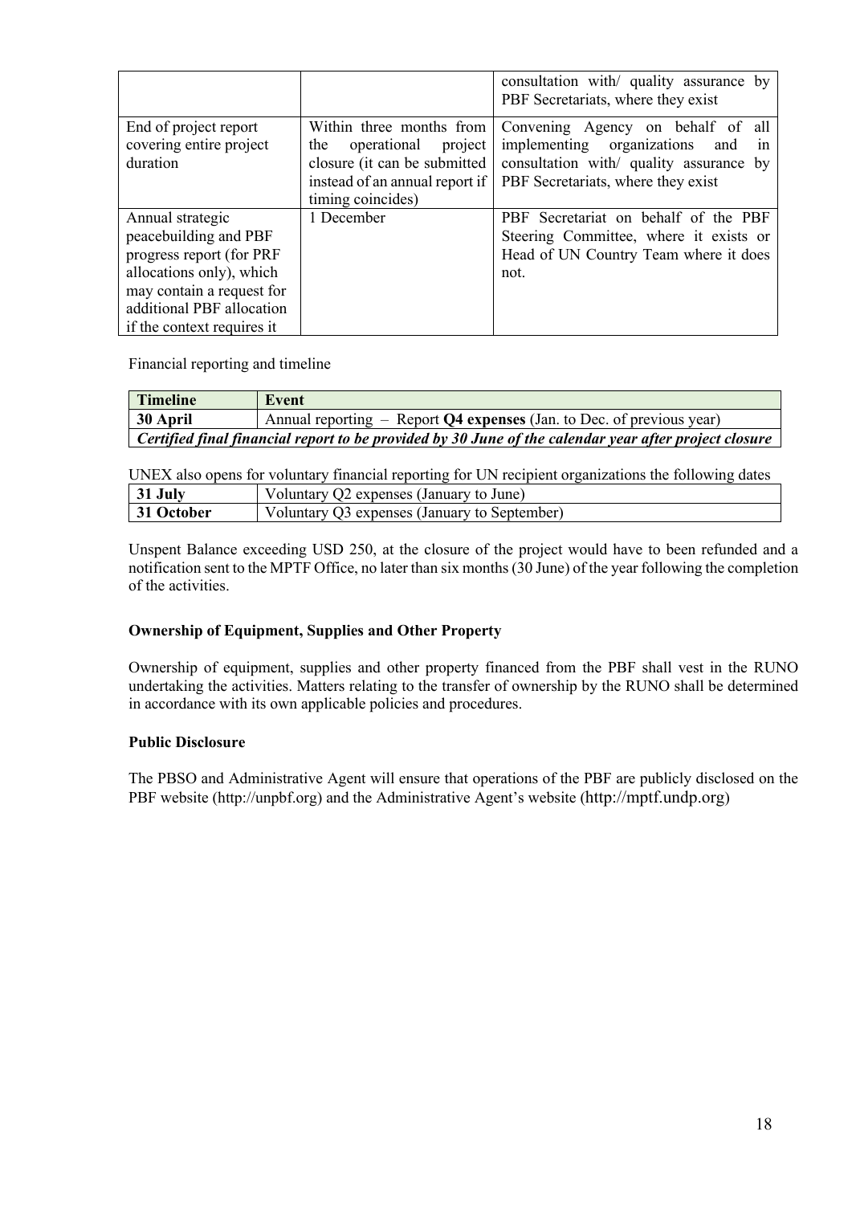| | | |
|---|---|---|
| | | consultation with/ quality assurance by PBF Secretariats, where they exist |
| End of project report covering entire project duration | Within three months from the operational project closure (it can be submitted instead of an annual report if timing coincides) | Convening Agency on behalf of all implementing organizations and in consultation with/ quality assurance by PBF Secretariats, where they exist |
| Annual strategic peacebuilding and PBF progress report (for PRF allocations only), which may contain a request for additional PBF allocation if the context requires it | 1 December | PBF Secretariat on behalf of the PBF Steering Committee, where it exists or Head of UN Country Team where it does not. |

Financial reporting and timeline

| Timeline | Event |
|---|---|
| 30 April | Annual reporting – Report **Q4 expenses** (Jan. to Dec. of previous year) |
| ***Certified final financial report to be provided by 30 June of the calendar year after project closure*** | |

UNEX also opens for voluntary financial reporting for UN recipient organizations the following dates

| | |
|---|---|
| **31 July** | Voluntary Q2 expenses (January to June) |
| **31 October** | Voluntary Q3 expenses (January to September) |

Unspent Balance exceeding USD 250, at the closure of the project would have to been refunded and a notification sent to the MPTF Office, no later than six months (30 June) of the year following the completion of the activities.

**Ownership of Equipment, Supplies and Other Property**

Ownership of equipment, supplies and other property financed from the PBF shall vest in the RUNO undertaking the activities. Matters relating to the transfer of ownership by the RUNO shall be determined in accordance with its own applicable policies and procedures.

**Public Disclosure**

The PBSO and Administrative Agent will ensure that operations of the PBF are publicly disclosed on the PBF website (http://unpbf.org) and the Administrative Agent's website (http://mptf.undp.org)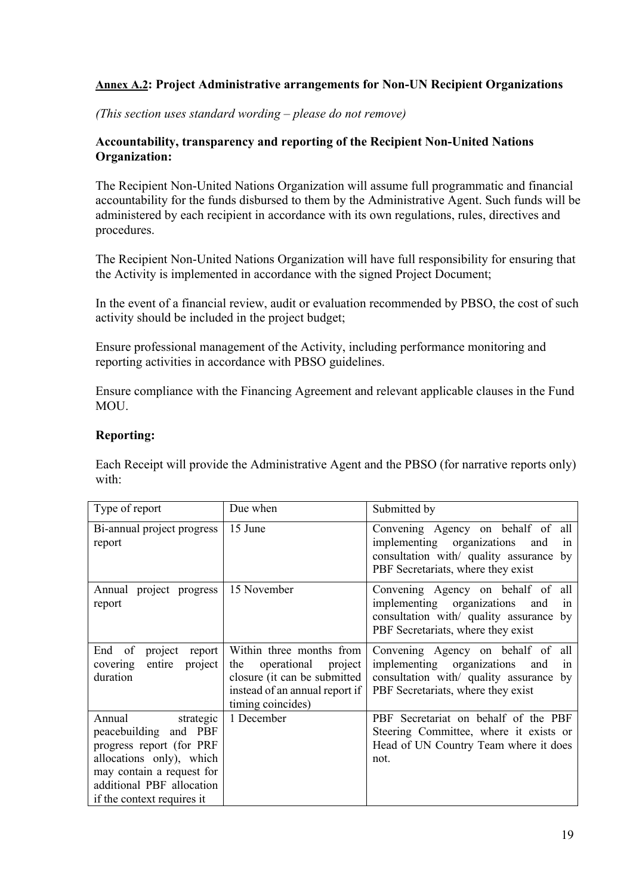**Annex A.2: Project Administrative arrangements for Non-UN Recipient Organizations**

*(This section uses standard wording – please do not remove)*

**Accountability, transparency and reporting of the Recipient Non-United Nations Organization:**

The Recipient Non-United Nations Organization will assume full programmatic and financial accountability for the funds disbursed to them by the Administrative Agent. Such funds will be administered by each recipient in accordance with its own regulations, rules, directives and procedures.

The Recipient Non-United Nations Organization will have full responsibility for ensuring that the Activity is implemented in accordance with the signed Project Document;

In the event of a financial review, audit or evaluation recommended by PBSO, the cost of such activity should be included in the project budget;

Ensure professional management of the Activity, including performance monitoring and reporting activities in accordance with PBSO guidelines.

Ensure compliance with the Financing Agreement and relevant applicable clauses in the Fund MOU.

**Reporting:**

Each Receipt will provide the Administrative Agent and the PBSO (for narrative reports only) with:

| Type of report | Due when | Submitted by |
| --- | --- | --- |
| Bi-annual project progress report | 15 June | Convening Agency on behalf of all implementing organizations and in consultation with/ quality assurance by PBF Secretariats, where they exist |
| Annual project progress report | 15 November | Convening Agency on behalf of all implementing organizations and in consultation with/ quality assurance by PBF Secretariats, where they exist |
| End of project report covering entire project duration | Within three months from the operational project closure (it can be submitted instead of an annual report if timing coincides) | Convening Agency on behalf of all implementing organizations and in consultation with/ quality assurance by PBF Secretariats, where they exist |
| Annual strategic peacebuilding and PBF progress report (for PRF allocations only), which may contain a request for additional PBF allocation if the context requires it | 1 December | PBF Secretariat on behalf of the PBF Steering Committee, where it exists or Head of UN Country Team where it does not. |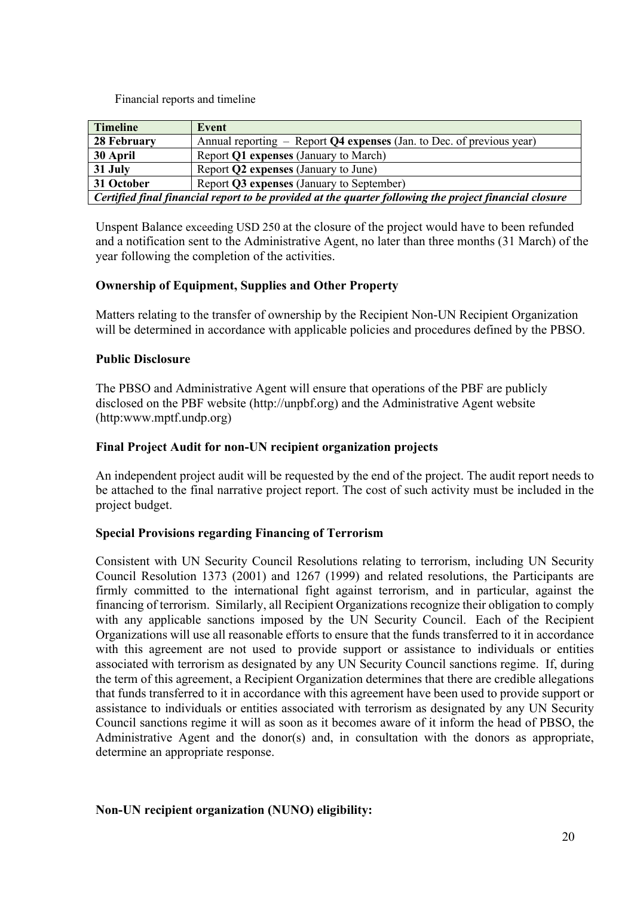Financial reports and timeline

| Timeline | Event |
| --- | --- |
| **28 February** | Annual reporting – Report **Q4 expenses** (Jan. to Dec. of previous year) |
| **30 April** | Report **Q1 expenses** (January to March) |
| **31 July** | Report **Q2 expenses** (January to June) |
| **31 October** | Report **Q3 expenses** (January to September) |
| ***Certified final financial report to be provided at the quarter following the project financial closure*** | |

Unspent Balance exceeding USD 250 at the closure of the project would have to been refunded and a notification sent to the Administrative Agent, no later than three months (31 March) of the year following the completion of the activities.

**Ownership of Equipment, Supplies and Other Property**

Matters relating to the transfer of ownership by the Recipient Non-UN Recipient Organization will be determined in accordance with applicable policies and procedures defined by the PBSO.

**Public Disclosure**

The PBSO and Administrative Agent will ensure that operations of the PBF are publicly disclosed on the PBF website (http://unpbf.org) and the Administrative Agent website (http:www.mptf.undp.org)

**Final Project Audit for non-UN recipient organization projects**

An independent project audit will be requested by the end of the project. The audit report needs to be attached to the final narrative project report. The cost of such activity must be included in the project budget.

**Special Provisions regarding Financing of Terrorism**

Consistent with UN Security Council Resolutions relating to terrorism, including UN Security Council Resolution 1373 (2001) and 1267 (1999) and related resolutions, the Participants are firmly committed to the international fight against terrorism, and in particular, against the financing of terrorism. Similarly, all Recipient Organizations recognize their obligation to comply with any applicable sanctions imposed by the UN Security Council. Each of the Recipient Organizations will use all reasonable efforts to ensure that the funds transferred to it in accordance with this agreement are not used to provide support or assistance to individuals or entities associated with terrorism as designated by any UN Security Council sanctions regime. If, during the term of this agreement, a Recipient Organization determines that there are credible allegations that funds transferred to it in accordance with this agreement have been used to provide support or assistance to individuals or entities associated with terrorism as designated by any UN Security Council sanctions regime it will as soon as it becomes aware of it inform the head of PBSO, the Administrative Agent and the donor(s) and, in consultation with the donors as appropriate, determine an appropriate response.

**Non-UN recipient organization (NUNO) eligibility:**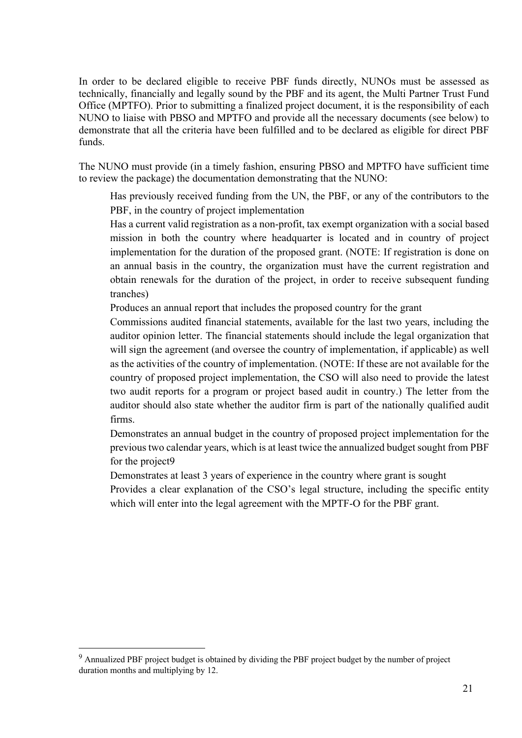In order to be declared eligible to receive PBF funds directly, NUNOs must be assessed as technically, financially and legally sound by the PBF and its agent, the Multi Partner Trust Fund Office (MPTFO). Prior to submitting a finalized project document, it is the responsibility of each NUNO to liaise with PBSO and MPTFO and provide all the necessary documents (see below) to demonstrate that all the criteria have been fulfilled and to be declared as eligible for direct PBF funds.

The NUNO must provide (in a timely fashion, ensuring PBSO and MPTFO have sufficient time to review the package) the documentation demonstrating that the NUNO:

- Has previously received funding from the UN, the PBF, or any of the contributors to the PBF, in the country of project implementation
- Has a current valid registration as a non-profit, tax exempt organization with a social based mission in both the country where headquarter is located and in country of project implementation for the duration of the proposed grant. (NOTE: If registration is done on an annual basis in the country, the organization must have the current registration and obtain renewals for the duration of the project, in order to receive subsequent funding tranches)
- Produces an annual report that includes the proposed country for the grant
- Commissions audited financial statements, available for the last two years, including the auditor opinion letter. The financial statements should include the legal organization that will sign the agreement (and oversee the country of implementation, if applicable) as well as the activities of the country of implementation. (NOTE: If these are not available for the country of proposed project implementation, the CSO will also need to provide the latest two audit reports for a program or project based audit in country.) The letter from the auditor should also state whether the auditor firm is part of the nationally qualified audit firms.
- Demonstrates an annual budget in the country of proposed project implementation for the previous two calendar years, which is at least twice the annualized budget sought from PBF for the project[9]
- Demonstrates at least 3 years of experience in the country where grant is sought
- Provides a clear explanation of the CSO's legal structure, including the specific entity which will enter into the legal agreement with the MPTF-O for the PBF grant.

[9] Annualized PBF project budget is obtained by dividing the PBF project budget by the number of project duration months and multiplying by 12.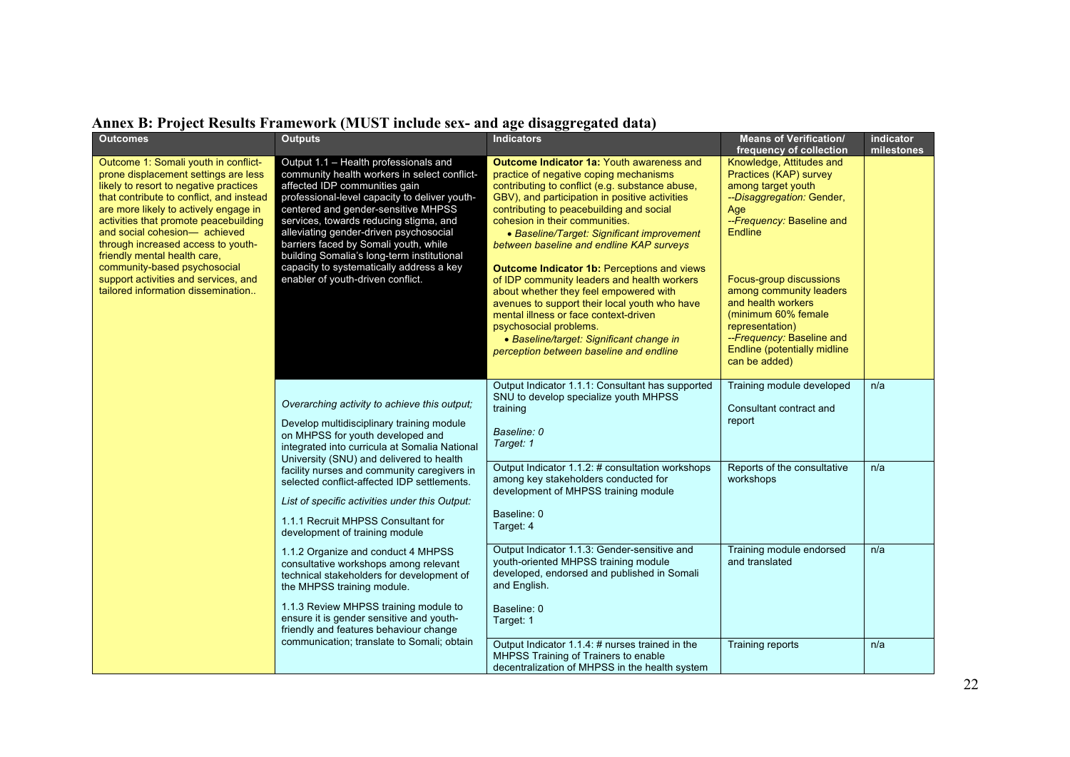## Annex B: Project Results Framework (MUST include sex- and age disaggregated data)

| Outcomes | Outputs | Indicators | Means of Verification/ frequency of collection | indicator milestones |
|---|---|---|---|---|
| Outcome 1: Somali youth in conflict-prone displacement settings are less likely to resort to negative practices that contribute to conflict, and instead are more likely to actively engage in activities that promote peacebuilding and social cohesion— achieved through increased access to youth-friendly mental health care, community-based psychosocial support activities and services, and tailored information dissemination.. | Output 1.1 – Health professionals and community health workers in select conflict-affected IDP communities gain professional-level capacity to deliver youth-centered and gender-sensitive MHPSS services, towards reducing stigma, and alleviating gender-driven psychosocial barriers faced by Somali youth, while building Somalia's long-term institutional capacity to systematically address a key enabler of youth-driven conflict. | **Outcome Indicator 1a:** Youth awareness and practice of negative coping mechanisms contributing to conflict (e.g. substance abuse, GBV), and participation in positive activities contributing to peacebuilding and social cohesion in their communities.<br>• *Baseline/Target: Significant improvement between baseline and endline KAP surveys*<br><br>**Outcome Indicator 1b:** Perceptions and views of IDP community leaders and health workers about whether they feel empowered with avenues to support their local youth who have mental illness or face context-driven psychosocial problems.<br>• *Baseline/target: Significant change in perception between baseline and endline* | Knowledge, Attitudes and Practices (KAP) survey among target youth<br>--*Disaggregation:* Gender, Age<br>--*Frequency:* Baseline and Endline<br><br>Focus-group discussions among community leaders and health workers (minimum 60% female representation)<br>--*Frequency:* Baseline and Endline (potentially midline can be added) | |
| | *Overarching activity to achieve this output;*<br><br>Develop multidisciplinary training module on MHPSS for youth developed and integrated into curricula at Somalia National University (SNU) and delivered to health facility nurses and community caregivers in selected conflict-affected IDP settlements.<br><br>*List of specific activities under this Output:*<br><br>1.1.1 Recruit MHPSS Consultant for development of training module<br><br>1.1.2 Organize and conduct 4 MHPSS consultative workshops among relevant technical stakeholders for development of the MHPSS training module.<br><br>1.1.3 Review MHPSS training module to ensure it is gender sensitive and youth-friendly and features behaviour change communication; translate to Somali; obtain | Output Indicator 1.1.1: Consultant has supported SNU to develop specialize youth MHPSS training<br><br>*Baseline: 0*<br>*Target: 1* | Training module developed<br><br>Consultant contract and report | n/a |
| | | Output Indicator 1.1.2: # consultation workshops among key stakeholders conducted for development of MHPSS training module<br><br>Baseline: 0<br>Target: 4 | Reports of the consultative workshops | n/a |
| | | Output Indicator 1.1.3: Gender-sensitive and youth-oriented MHPSS training module developed, endorsed and published in Somali and English.<br><br>Baseline: 0<br>Target: 1 | Training module endorsed and translated | n/a |
| | | Output Indicator 1.1.4: # nurses trained in the MHPSS Training of Trainers to enable decentralization of MHPSS in the health system | Training reports | n/a |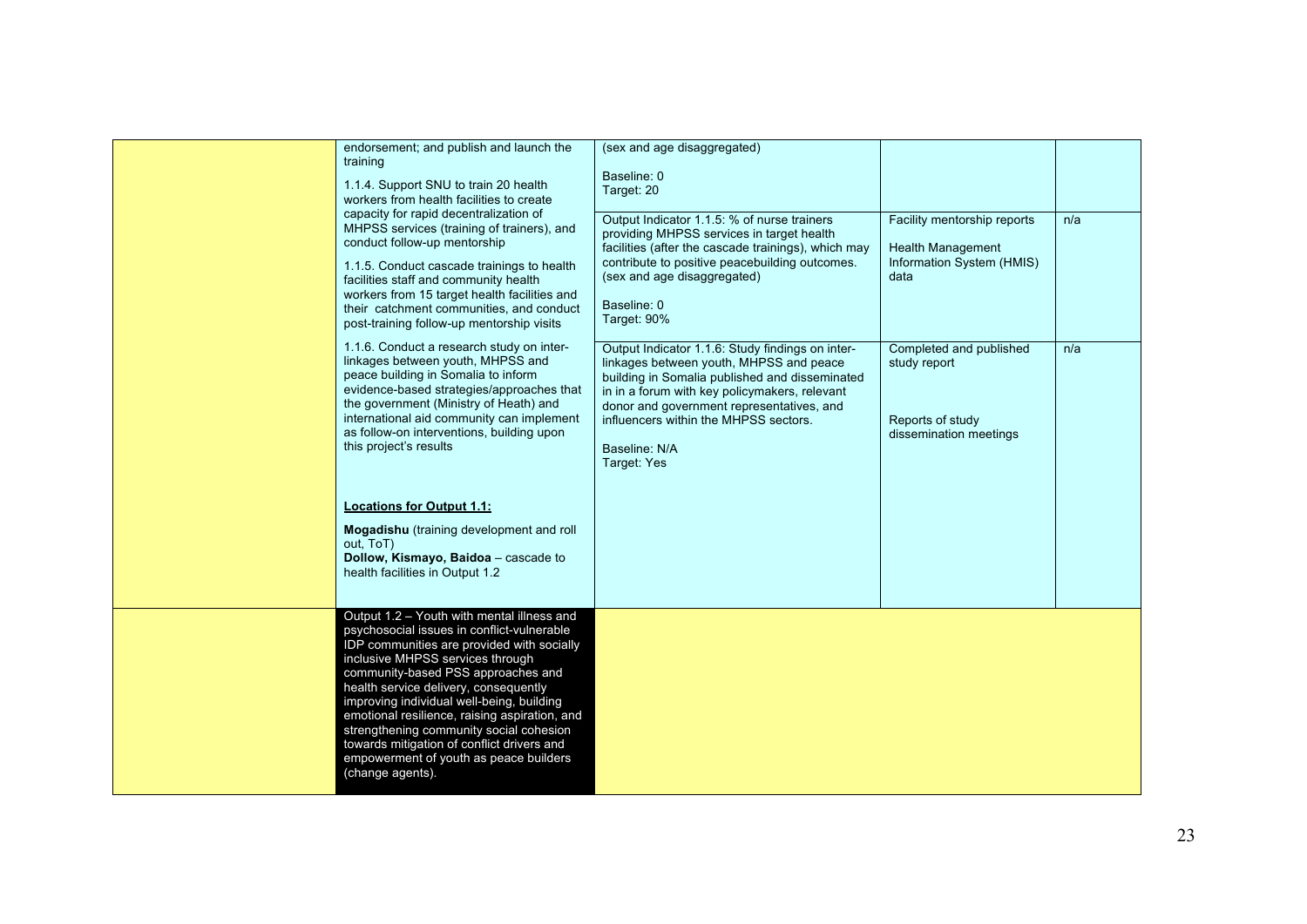| | | | | |
|---|---|---|---|---|
| | endorsement; and publish and launch the training<br><br>1.1.4. Support SNU to train 20 health workers from health facilities to create capacity for rapid decentralization of MHPSS services (training of trainers), and conduct follow-up mentorship<br><br>1.1.5. Conduct cascade trainings to health facilities staff and community health workers from 15 target health facilities and their catchment communities, and conduct post-training follow-up mentorship visits<br><br>1.1.6. Conduct a research study on inter-linkages between youth, MHPSS and peace building in Somalia to inform evidence-based strategies/approaches that the government (Ministry of Heath) and international aid community can implement as follow-on interventions, building upon this project's results<br><br>**Locations for Output 1.1:**<br><br>**Mogadishu** (training development and roll out, ToT)<br>**Dollow, Kismayo, Baidoa** – cascade to health facilities in Output 1.2 | (sex and age disaggregated)<br><br>Baseline: 0<br>Target: 20 | | |
| | | Output Indicator 1.1.5: % of nurse trainers providing MHPSS services in target health facilities (after the cascade trainings), which may contribute to positive peacebuilding outcomes. (sex and age disaggregated)<br><br>Baseline: 0<br>Target: 90% | Facility mentorship reports<br><br>Health Management Information System (HMIS) data | n/a |
| | | Output Indicator 1.1.6: Study findings on inter-linkages between youth, MHPSS and peace building in Somalia published and disseminated in in a forum with key policymakers, relevant donor and government representatives, and influencers within the MHPSS sectors.<br><br>Baseline: N/A<br>Target: Yes | Completed and published study report<br><br>Reports of study dissemination meetings | n/a |
| | Output 1.2 – Youth with mental illness and psychosocial issues in conflict-vulnerable IDP communities are provided with socially inclusive MHPSS services through community-based PSS approaches and health service delivery, consequently improving individual well-being, building emotional resilience, raising aspiration, and strengthening community social cohesion towards mitigation of conflict drivers and empowerment of youth as peace builders (change agents). | | | |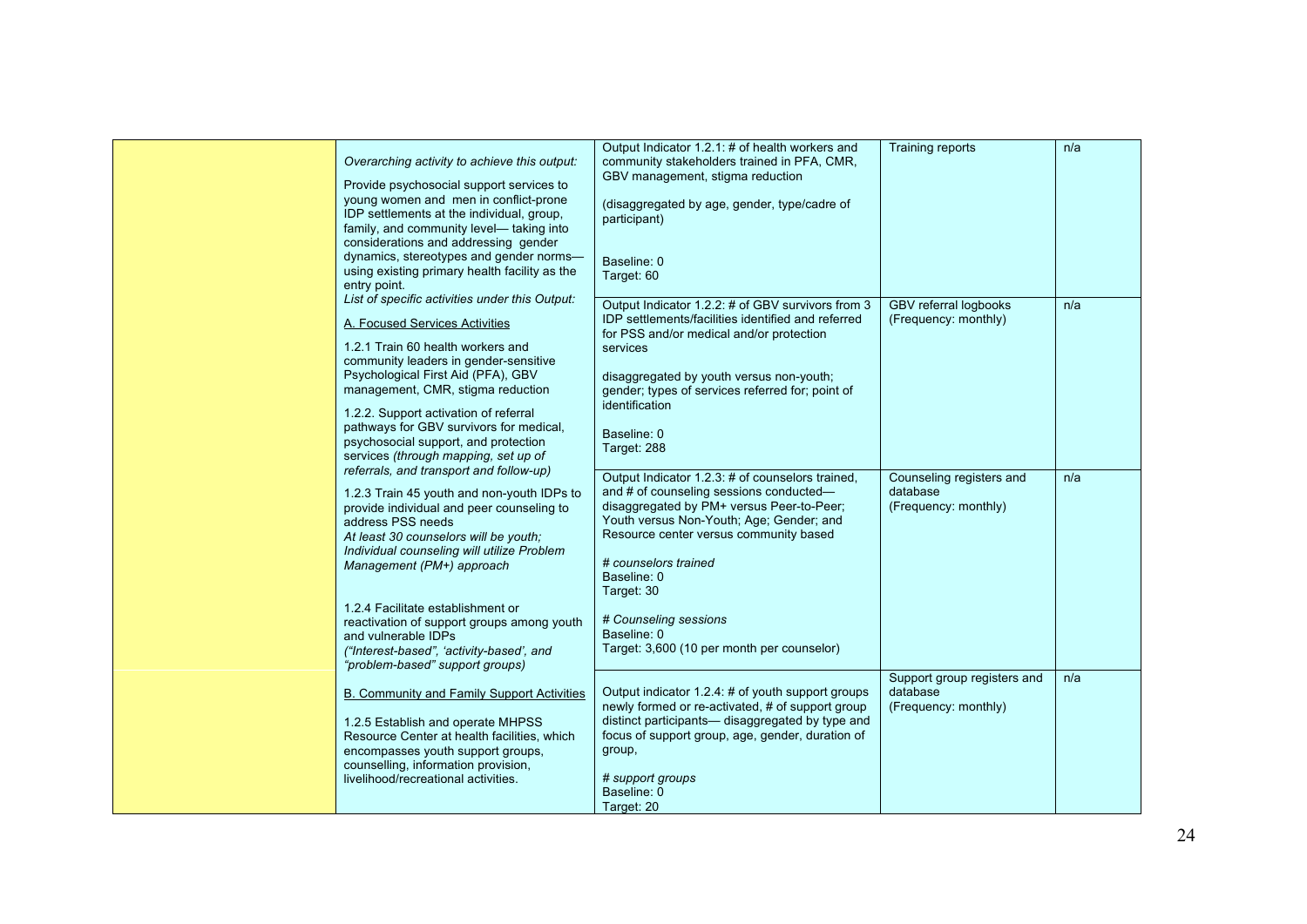| | | | | |
|---|---|---|---|---|
| | *Overarching activity to achieve this output:*<br><br>Provide psychosocial support services to young women and men in conflict-prone IDP settlements at the individual, group, family, and community level— taking into considerations and addressing gender dynamics, stereotypes and gender norms— using existing primary health facility as the entry point.<br>*List of specific activities under this Output:*<br><br>A. Focused Services Activities<br><br>1.2.1 Train 60 health workers and community leaders in gender-sensitive Psychological First Aid (PFA), GBV management, CMR, stigma reduction<br><br>1.2.2. Support activation of referral pathways for GBV survivors for medical, psychosocial support, and protection services *(through mapping, set up of referrals, and transport and follow-up)*<br><br>1.2.3 Train 45 youth and non-youth IDPs to provide individual and peer counseling to address PSS needs<br>*At least 30 counselors will be youth; Individual counseling will utilize Problem Management (PM+) approach*<br><br>1.2.4 Facilitate establishment or reactivation of support groups among youth and vulnerable IDPs<br>*("Interest-based", 'activity-based', and "problem-based" support groups)*<br><br>B. Community and Family Support Activities<br><br>1.2.5 Establish and operate MHPSS Resource Center at health facilities, which encompasses youth support groups, counselling, information provision, livelihood/recreational activities. | Output Indicator 1.2.1: # of health workers and community stakeholders trained in PFA, CMR, GBV management, stigma reduction<br><br>(disaggregated by age, gender, type/cadre of participant)<br><br>Baseline: 0<br>Target: 60 | Training reports | n/a |
| | | Output Indicator 1.2.2: # of GBV survivors from 3 IDP settlements/facilities identified and referred for PSS and/or medical and/or protection services<br><br>disaggregated by youth versus non-youth; gender; types of services referred for; point of identification<br><br>Baseline: 0<br>Target: 288 | GBV referral logbooks (Frequency: monthly) | n/a |
| | | Output Indicator 1.2.3: # of counselors trained, and # of counseling sessions conducted— disaggregated by PM+ versus Peer-to-Peer; Youth versus Non-Youth; Age; Gender; and Resource center versus community based<br><br>*# counselors trained*<br>Baseline: 0<br>Target: 30<br><br>*# Counseling sessions*<br>Baseline: 0<br>Target: 3,600 (10 per month per counselor) | Counseling registers and database (Frequency: monthly) | n/a |
| | | Output indicator 1.2.4: # of youth support groups newly formed or re-activated, # of support group distinct participants— disaggregated by type and focus of support group, age, gender, duration of group,<br><br>*# support groups*<br>Baseline: 0<br>Target: 20 | Support group registers and database (Frequency: monthly) | n/a |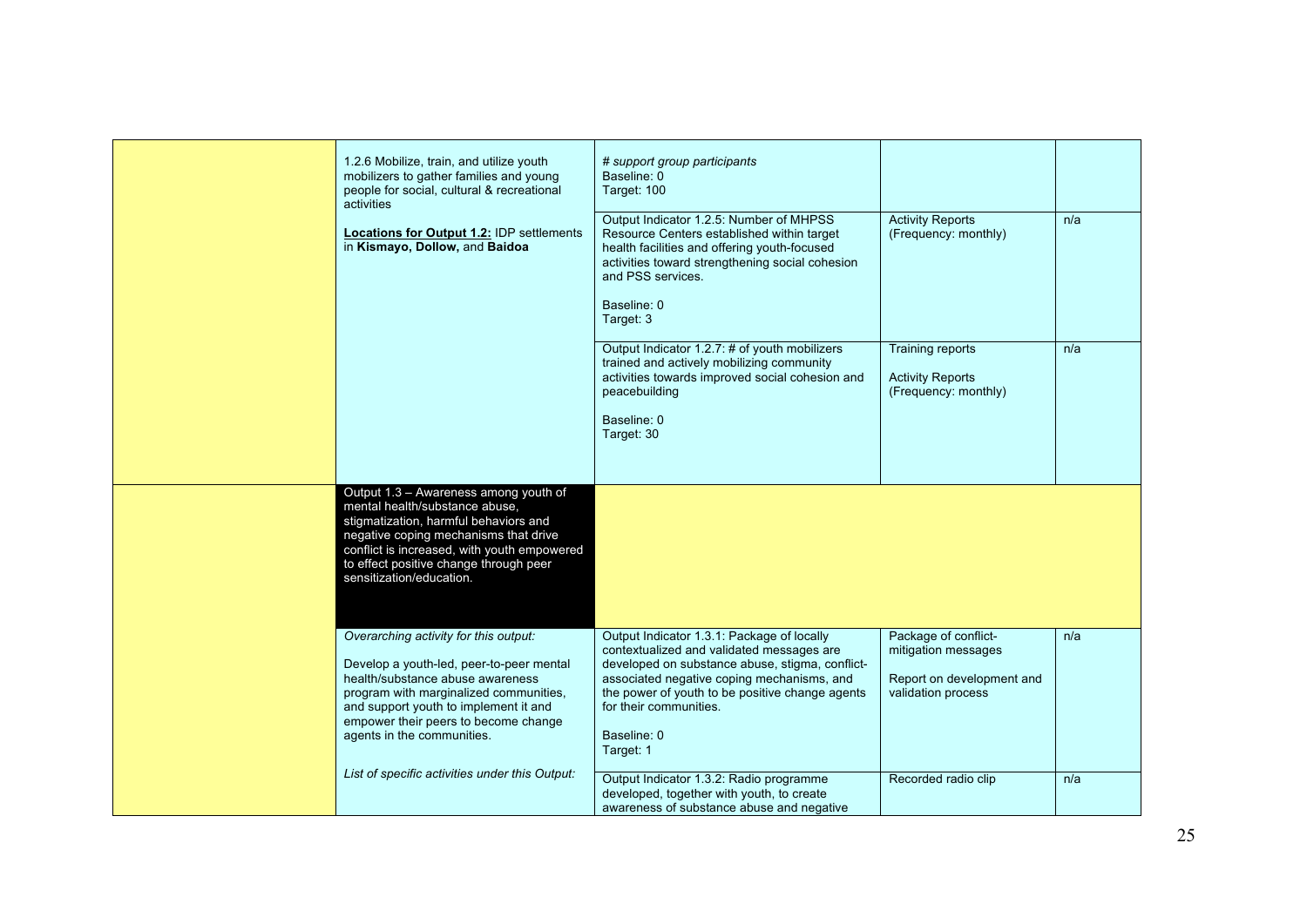| | | | | |
|---|---|---|---|---|
| | 1.2.6 Mobilize, train, and utilize youth mobilizers to gather families and young people for social, cultural & recreational activities<br><br>**Locations for Output 1.2:** IDP settlements in **Kismayo, Dollow,** and **Baidoa** | *# support group participants*<br>Baseline: 0<br>Target: 100 | | |
| | | Output Indicator 1.2.5: Number of MHPSS Resource Centers established within target health facilities and offering youth-focused activities toward strengthening social cohesion and PSS services.<br><br>Baseline: 0<br>Target: 3 | Activity Reports (Frequency: monthly) | n/a |
| | | Output Indicator 1.2.7: # of youth mobilizers trained and actively mobilizing community activities towards improved social cohesion and peacebuilding<br><br>Baseline: 0<br>Target: 30 | Training reports<br><br>Activity Reports (Frequency: monthly) | n/a |
| | Output 1.3 – Awareness among youth of mental health/substance abuse, stigmatization, harmful behaviors and negative coping mechanisms that drive conflict is increased, with youth empowered to effect positive change through peer sensitization/education. | | | |
| | *Overarching activity for this output:*<br><br>Develop a youth-led, peer-to-peer mental health/substance abuse awareness program with marginalized communities, and support youth to implement it and empower their peers to become change agents in the communities.<br><br>*List of specific activities under this Output:* | Output Indicator 1.3.1: Package of locally contextualized and validated messages are developed on substance abuse, stigma, conflict-associated negative coping mechanisms, and the power of youth to be positive change agents for their communities.<br><br>Baseline: 0<br>Target: 1 | Package of conflict-mitigation messages<br><br>Report on development and validation process | n/a |
| | | Output Indicator 1.3.2: Radio programme developed, together with youth, to create awareness of substance abuse and negative | Recorded radio clip | n/a |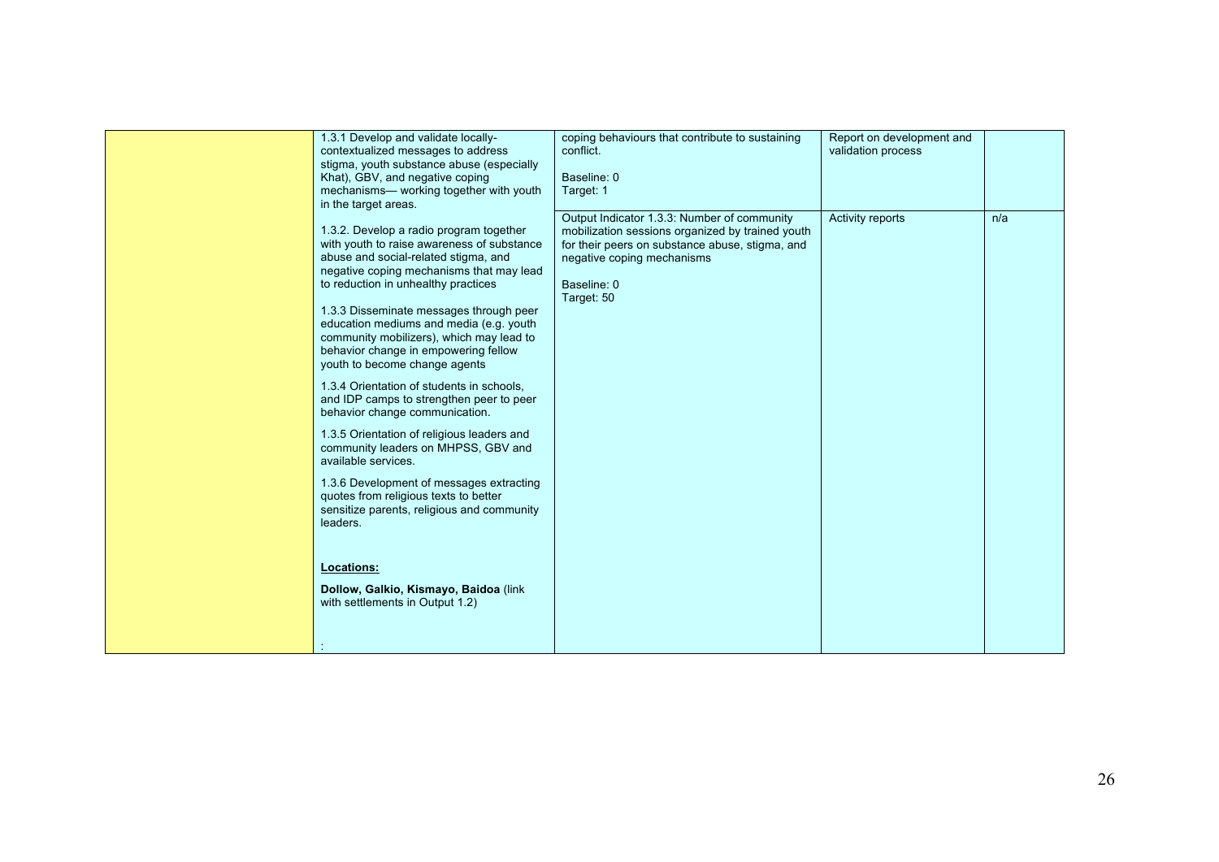| | | | | |
|---|---|---|---|---|
| | 1.3.1 Develop and validate locally-contextualized messages to address stigma, youth substance abuse (especially Khat), GBV, and negative coping mechanisms— working together with youth in the target areas.<br><br>1.3.2. Develop a radio program together with youth to raise awareness of substance abuse and social-related stigma, and negative coping mechanisms that may lead to reduction in unhealthy practices<br><br>1.3.3 Disseminate messages through peer education mediums and media (e.g. youth community mobilizers), which may lead to behavior change in empowering fellow youth to become change agents<br><br>1.3.4 Orientation of students in schools, and IDP camps to strengthen peer to peer behavior change communication.<br><br>1.3.5 Orientation of religious leaders and community leaders on MHPSS, GBV and available services.<br><br>1.3.6 Development of messages extracting quotes from religious texts to better sensitize parents, religious and community leaders.<br><br>**Locations:**<br><br>**Dollow, Galkio, Kismayo, Baidoa** (link with settlements in Output 1.2)<br><br>: | coping behaviours that contribute to sustaining conflict.<br><br>Baseline: 0<br>Target: 1 | Report on development and validation process | |
| | | Output Indicator 1.3.3: Number of community mobilization sessions organized by trained youth for their peers on substance abuse, stigma, and negative coping mechanisms<br><br>Baseline: 0<br>Target: 50 | Activity reports | n/a |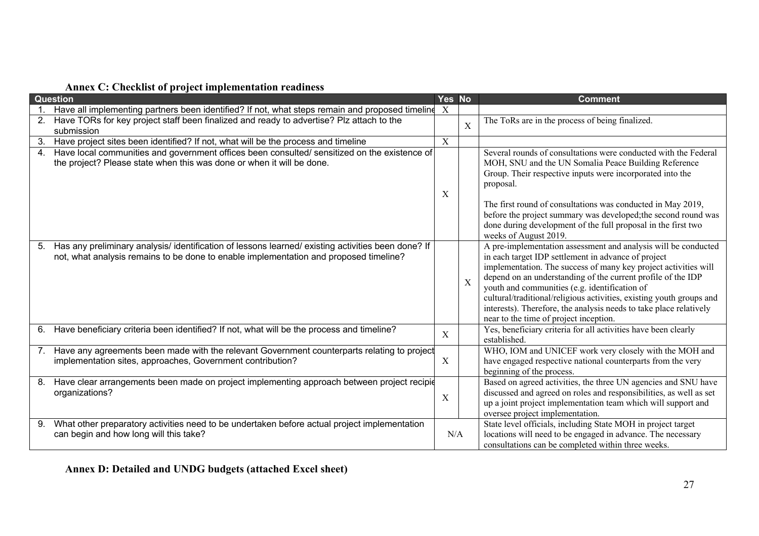**Annex C: Checklist of project implementation readiness**

| Question | Yes | No | Comment |
|---|---|---|---|
| 1. Have all implementing partners been identified? If not, what steps remain and proposed timeline | X | | |
| 2. Have TORs for key project staff been finalized and ready to advertise? Plz attach to the submission | | X | The ToRs are in the process of being finalized. |
| 3. Have project sites been identified? If not, what will be the process and timeline | X | | |
| 4. Have local communities and government offices been consulted/ sensitized on the existence of the project? Please state when this was done or when it will be done. | X | | Several rounds of consultations were conducted with the Federal MOH, SNU and the UN Somalia Peace Building Reference Group. Their respective inputs were incorporated into the proposal.<br><br>The first round of consultations was conducted in May 2019, before the project summary was developed;the second round was done during development of the full proposal in the first two weeks of August 2019. |
| 5. Has any preliminary analysis/ identification of lessons learned/ existing activities been done? If not, what analysis remains to be done to enable implementation and proposed timeline? | | X | A pre-implementation assessment and analysis will be conducted in each target IDP settlement in advance of project implementation. The success of many key project activities will depend on an understanding of the current profile of the IDP youth and communities (e.g. identification of cultural/traditional/religious activities, existing youth groups and interests). Therefore, the analysis needs to take place relatively near to the time of project inception. |
| 6. Have beneficiary criteria been identified? If not, what will be the process and timeline? | X | | Yes, beneficiary criteria for all activities have been clearly established. |
| 7. Have any agreements been made with the relevant Government counterparts relating to project implementation sites, approaches, Government contribution? | X | | WHO, IOM and UNICEF work very closely with the MOH and have engaged respective national counterparts from the very beginning of the process. |
| 8. Have clear arrangements been made on project implementing approach between project recipient organizations? | X | | Based on agreed activities, the three UN agencies and SNU have discussed and agreed on roles and responsibilities, as well as set up a joint project implementation team which will support and oversee project implementation. |
| 9. What other preparatory activities need to be undertaken before actual project implementation can begin and how long will this take? | N/A | | State level officials, including State MOH in project target locations will need to be engaged in advance. The necessary consultations can be completed within three weeks. |

**Annex D: Detailed and UNDG budgets (attached Excel sheet)**